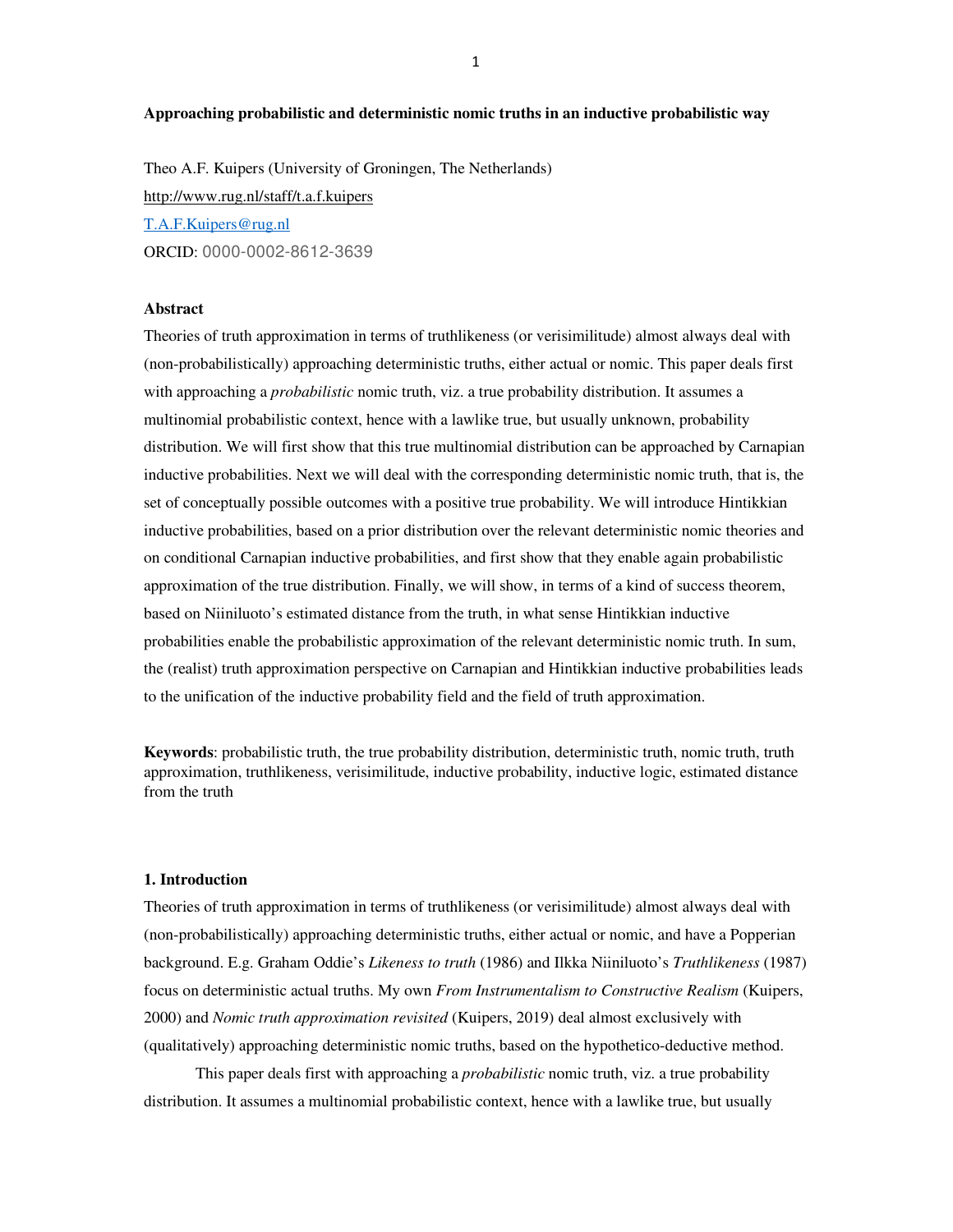**Approaching probabilistic and deterministic nomic truths in an inductive probabilistic way**

Theo A.F. Kuipers (University of Groningen, The Netherlands)

http://www.rug.nl/staff/t.a.f.kuipers

T.A.F.Kuipers@rug.nl

ORCID: 0000-0002-8612-3639

**Abstract**

Theories of truth approximation in terms of truthlikeness (or verisimilitude) almost always deal with (non-probabilistically) approaching deterministic truths, either actual or nomic. This paper deals first with approaching a *probabilistic* nomic truth, viz. a true probability distribution. It assumes a multinomial probabilistic context, hence with a lawlike true, but usually unknown, probability distribution. We will first show that this true multinomial distribution can be approached by Carnapian inductive probabilities. Next we will deal with the corresponding deterministic nomic truth, that is, the set of conceptually possible outcomes with a positive true probability. We will introduce Hintikkian inductive probabilities, based on a prior distribution over the relevant deterministic nomic theories and on conditional Carnapian inductive probabilities, and first show that they enable again probabilistic approximation of the true distribution. Finally, we will show, in terms of a kind of success theorem, based on Niiniluoto's estimated distance from the truth, in what sense Hintikkian inductive probabilities enable the probabilistic approximation of the relevant deterministic nomic truth. In sum, the (realist) truth approximation perspective on Carnapian and Hintikkian inductive probabilities leads to the unification of the inductive probability field and the field of truth approximation.

**Keywords**: probabilistic truth, the true probability distribution, deterministic truth, nomic truth, truth approximation, truthlikeness, verisimilitude, inductive probability, inductive logic, estimated distance from the truth

## 1. Introduction

Theories of truth approximation in terms of truthlikeness (or verisimilitude) almost always deal with (non-probabilistically) approaching deterministic truths, either actual or nomic, and have a Popperian background. E.g. Graham Oddie's *Likeness to truth* (1986) and Ilkka Niiniluoto's *Truthlikeness* (1987) focus on deterministic actual truths. My own *From Instrumentalism to Constructive Realism* (Kuipers, 2000) and *Nomic truth approximation revisited* (Kuipers, 2019) deal almost exclusively with (qualitatively) approaching deterministic nomic truths, based on the hypothetico-deductive method.

This paper deals first with approaching a *probabilistic* nomic truth, viz. a true probability distribution. It assumes a multinomial probabilistic context, hence with a lawlike true, but usually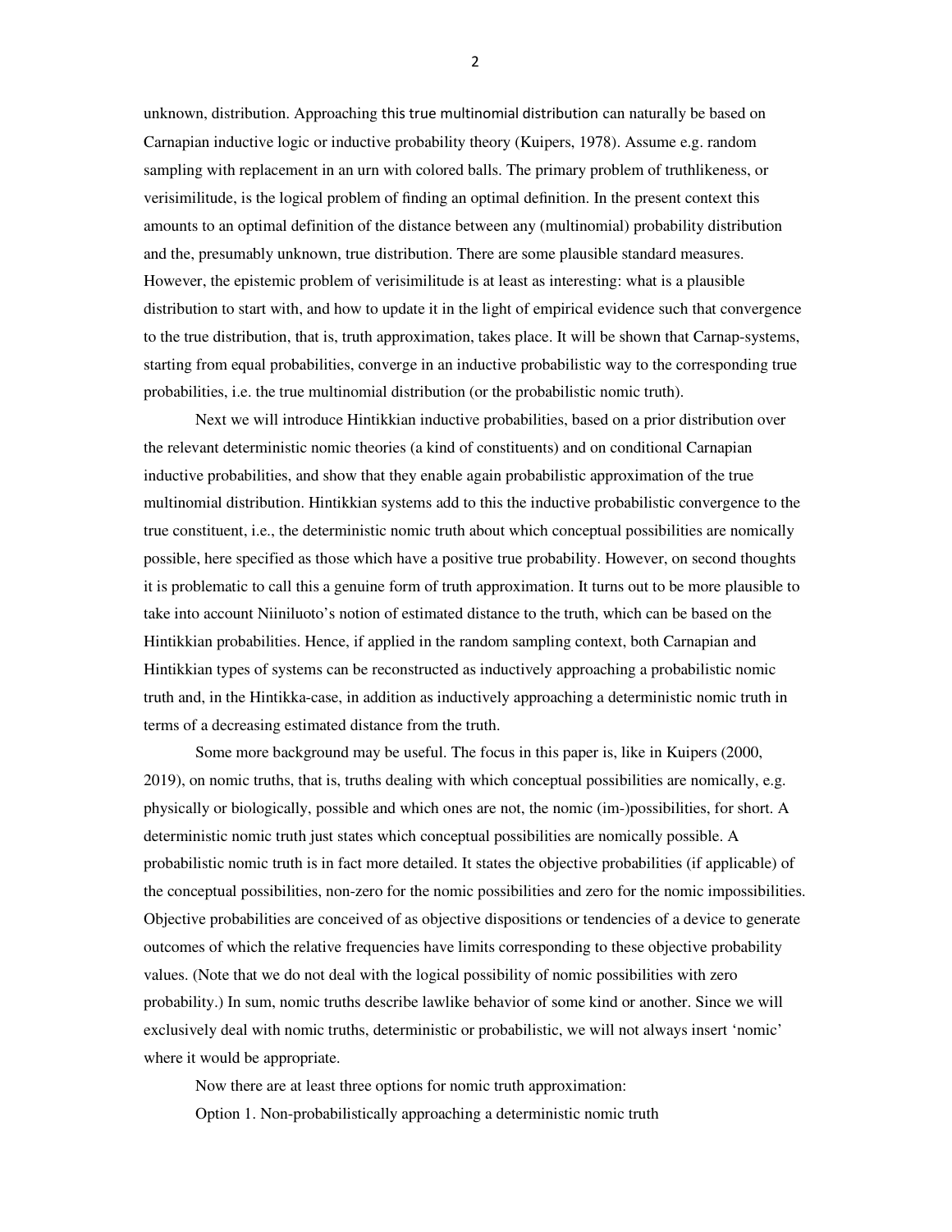unknown, distribution. Approaching this true multinomial distribution can naturally be based on Carnapian inductive logic or inductive probability theory (Kuipers, 1978). Assume e.g. random sampling with replacement in an urn with colored balls. The primary problem of truthlikeness, or verisimilitude, is the logical problem of finding an optimal definition. In the present context this amounts to an optimal definition of the distance between any (multinomial) probability distribution and the, presumably unknown, true distribution. There are some plausible standard measures. However, the epistemic problem of verisimilitude is at least as interesting: what is a plausible distribution to start with, and how to update it in the light of empirical evidence such that convergence to the true distribution, that is, truth approximation, takes place. It will be shown that Carnap-systems, starting from equal probabilities, converge in an inductive probabilistic way to the corresponding true probabilities, i.e. the true multinomial distribution (or the probabilistic nomic truth).

Next we will introduce Hintikkian inductive probabilities, based on a prior distribution over the relevant deterministic nomic theories (a kind of constituents) and on conditional Carnapian inductive probabilities, and show that they enable again probabilistic approximation of the true multinomial distribution. Hintikkian systems add to this the inductive probabilistic convergence to the true constituent, i.e., the deterministic nomic truth about which conceptual possibilities are nomically possible, here specified as those which have a positive true probability. However, on second thoughts it is problematic to call this a genuine form of truth approximation. It turns out to be more plausible to take into account Niiniluoto's notion of estimated distance to the truth, which can be based on the Hintikkian probabilities. Hence, if applied in the random sampling context, both Carnapian and Hintikkian types of systems can be reconstructed as inductively approaching a probabilistic nomic truth and, in the Hintikka-case, in addition as inductively approaching a deterministic nomic truth in terms of a decreasing estimated distance from the truth.

Some more background may be useful. The focus in this paper is, like in Kuipers (2000, 2019), on nomic truths, that is, truths dealing with which conceptual possibilities are nomically, e.g. physically or biologically, possible and which ones are not, the nomic (im-)possibilities, for short. A deterministic nomic truth just states which conceptual possibilities are nomically possible. A probabilistic nomic truth is in fact more detailed. It states the objective probabilities (if applicable) of the conceptual possibilities, non-zero for the nomic possibilities and zero for the nomic impossibilities. Objective probabilities are conceived of as objective dispositions or tendencies of a device to generate outcomes of which the relative frequencies have limits corresponding to these objective probability values. (Note that we do not deal with the logical possibility of nomic possibilities with zero probability.) In sum, nomic truths describe lawlike behavior of some kind or another. Since we will exclusively deal with nomic truths, deterministic or probabilistic, we will not always insert 'nomic' where it would be appropriate.

Now there are at least three options for nomic truth approximation:

Option 1. Non-probabilistically approaching a deterministic nomic truth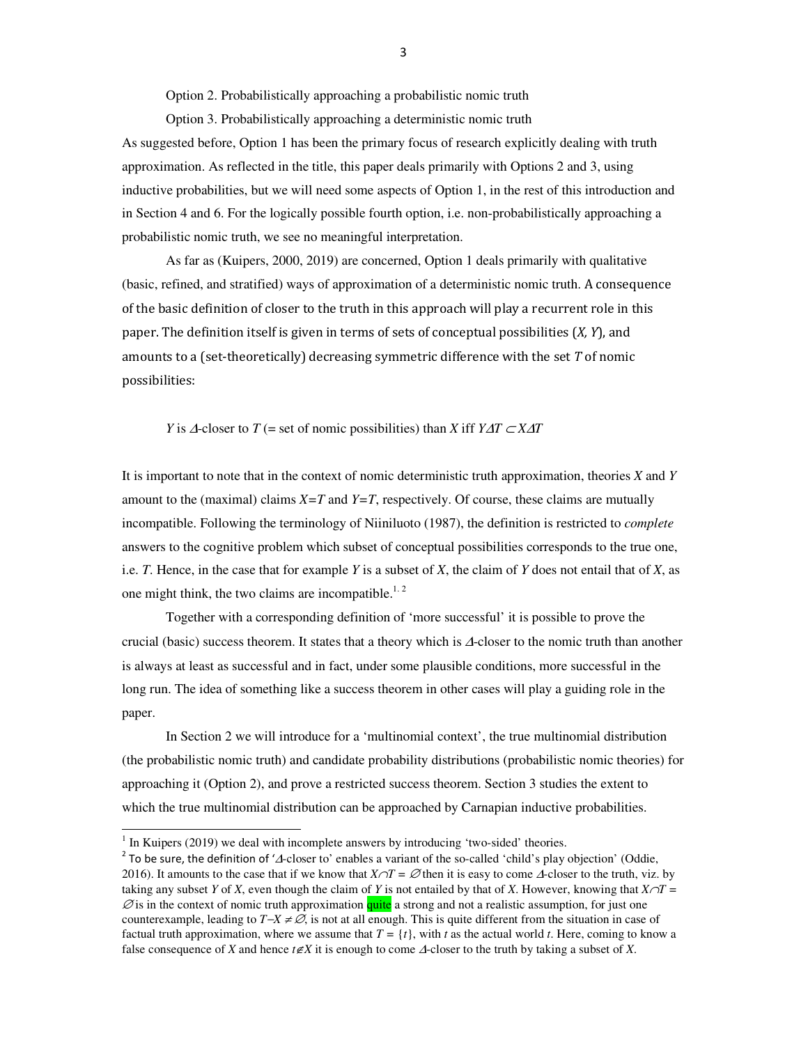Option 2. Probabilistically approaching a probabilistic nomic truth

Option 3. Probabilistically approaching a deterministic nomic truth

As suggested before, Option 1 has been the primary focus of research explicitly dealing with truth approximation. As reflected in the title, this paper deals primarily with Options 2 and 3, using inductive probabilities, but we will need some aspects of Option 1, in the rest of this introduction and in Section 4 and 6. For the logically possible fourth option, i.e. non-probabilistically approaching a probabilistic nomic truth, we see no meaningful interpretation.

As far as (Kuipers, 2000, 2019) are concerned, Option 1 deals primarily with qualitative (basic, refined, and stratified) ways of approximation of a deterministic nomic truth. A consequence of the basic definition of closer to the truth in this approach will play a recurrent role in this paper. The definition itself is given in terms of sets of conceptual possibilities ($X$, $Y$), and amounts to a (set-theoretically) decreasing symmetric difference with the set $T$ of nomic possibilities:

$Y$ is $\Delta$-closer to $T$ (= set of nomic possibilities) than $X$ iff $Y\Delta T \subset X\Delta T$

It is important to note that in the context of nomic deterministic truth approximation, theories $X$ and $Y$ amount to the (maximal) claims $X=T$ and $Y=T$, respectively. Of course, these claims are mutually incompatible. Following the terminology of Niiniluoto (1987), the definition is restricted to *complete* answers to the cognitive problem which subset of conceptual possibilities corresponds to the true one, i.e. $T$. Hence, in the case that for example $Y$ is a subset of $X$, the claim of $Y$ does not entail that of $X$, as one might think, the two claims are incompatible.[1, 2]

Together with a corresponding definition of 'more successful' it is possible to prove the crucial (basic) success theorem. It states that a theory which is $\Delta$-closer to the nomic truth than another is always at least as successful and in fact, under some plausible conditions, more successful in the long run. The idea of something like a success theorem in other cases will play a guiding role in the paper.

In Section 2 we will introduce for a 'multinomial context', the true multinomial distribution (the probabilistic nomic truth) and candidate probability distributions (probabilistic nomic theories) for approaching it (Option 2), and prove a restricted success theorem. Section 3 studies the extent to which the true multinomial distribution can be approached by Carnapian inductive probabilities.

---

[1] In Kuipers (2019) we deal with incomplete answers by introducing 'two-sided' theories.

[2] To be sure, the definition of '$\Delta$-closer to' enables a variant of the so-called 'child's play objection' (Oddie, 2016). It amounts to the case that if we know that $X\cap T = \varnothing$ then it is easy to come $\Delta$-closer to the truth, viz. by taking any subset $Y$ of $X$, even though the claim of $Y$ is not entailed by that of $X$. However, knowing that $X\cap T = \varnothing$ is in the context of nomic truth approximation quite a strong and not a realistic assumption, for just one counterexample, leading to $T-X \neq \varnothing$, is not at all enough. This is quite different from the situation in case of factual truth approximation, where we assume that $T = \{t\}$, with $t$ as the actual world $t$. Here, coming to know a false consequence of $X$ and hence $t \notin X$ it is enough to come $\Delta$-closer to the truth by taking a subset of $X$.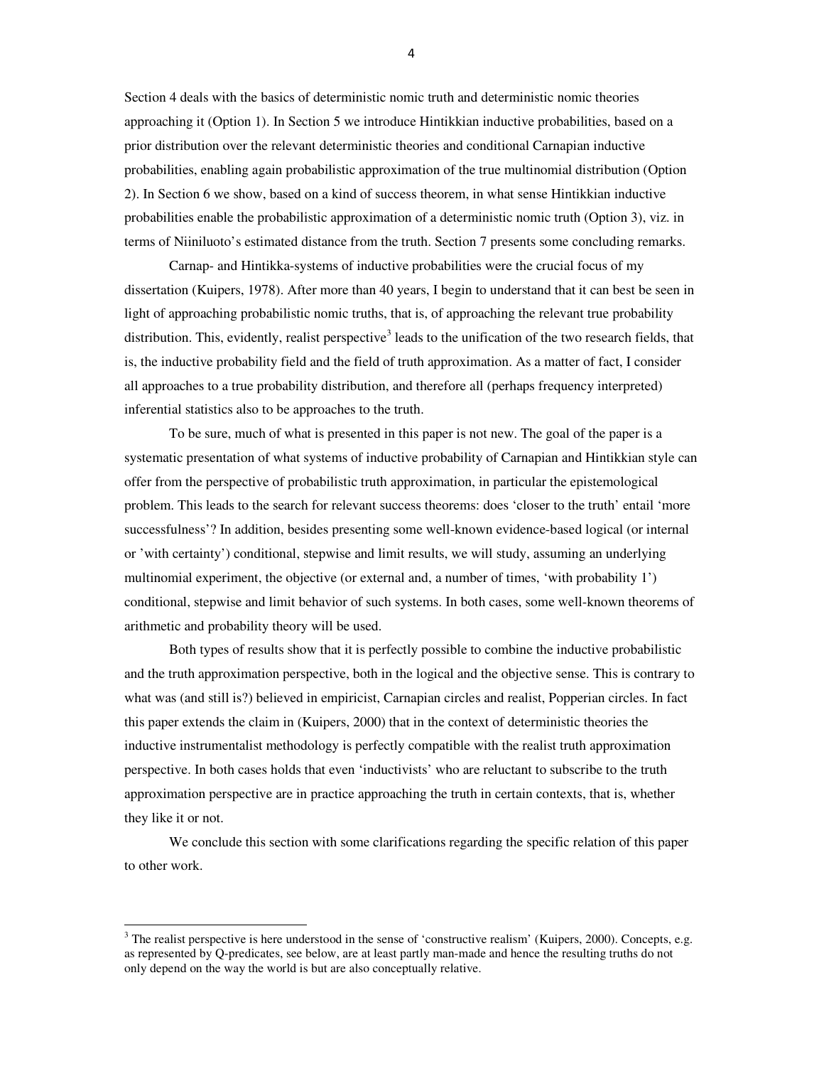Section 4 deals with the basics of deterministic nomic truth and deterministic nomic theories approaching it (Option 1). In Section 5 we introduce Hintikkian inductive probabilities, based on a prior distribution over the relevant deterministic theories and conditional Carnapian inductive probabilities, enabling again probabilistic approximation of the true multinomial distribution (Option 2). In Section 6 we show, based on a kind of success theorem, in what sense Hintikkian inductive probabilities enable the probabilistic approximation of a deterministic nomic truth (Option 3), viz. in terms of Niiniluoto's estimated distance from the truth. Section 7 presents some concluding remarks.

Carnap- and Hintikka-systems of inductive probabilities were the crucial focus of my dissertation (Kuipers, 1978). After more than 40 years, I begin to understand that it can best be seen in light of approaching probabilistic nomic truths, that is, of approaching the relevant true probability distribution. This, evidently, realist perspective[3] leads to the unification of the two research fields, that is, the inductive probability field and the field of truth approximation. As a matter of fact, I consider all approaches to a true probability distribution, and therefore all (perhaps frequency interpreted) inferential statistics also to be approaches to the truth.

To be sure, much of what is presented in this paper is not new. The goal of the paper is a systematic presentation of what systems of inductive probability of Carnapian and Hintikkian style can offer from the perspective of probabilistic truth approximation, in particular the epistemological problem. This leads to the search for relevant success theorems: does 'closer to the truth' entail 'more successfulness'? In addition, besides presenting some well-known evidence-based logical (or internal or 'with certainty') conditional, stepwise and limit results, we will study, assuming an underlying multinomial experiment, the objective (or external and, a number of times, 'with probability 1') conditional, stepwise and limit behavior of such systems. In both cases, some well-known theorems of arithmetic and probability theory will be used.

Both types of results show that it is perfectly possible to combine the inductive probabilistic and the truth approximation perspective, both in the logical and the objective sense. This is contrary to what was (and still is?) believed in empiricist, Carnapian circles and realist, Popperian circles. In fact this paper extends the claim in (Kuipers, 2000) that in the context of deterministic theories the inductive instrumentalist methodology is perfectly compatible with the realist truth approximation perspective. In both cases holds that even 'inductivists' who are reluctant to subscribe to the truth approximation perspective are in practice approaching the truth in certain contexts, that is, whether they like it or not.

We conclude this section with some clarifications regarding the specific relation of this paper to other work.

---

[3] The realist perspective is here understood in the sense of 'constructive realism' (Kuipers, 2000). Concepts, e.g. as represented by Q-predicates, see below, are at least partly man-made and hence the resulting truths do not only depend on the way the world is but are also conceptually relative.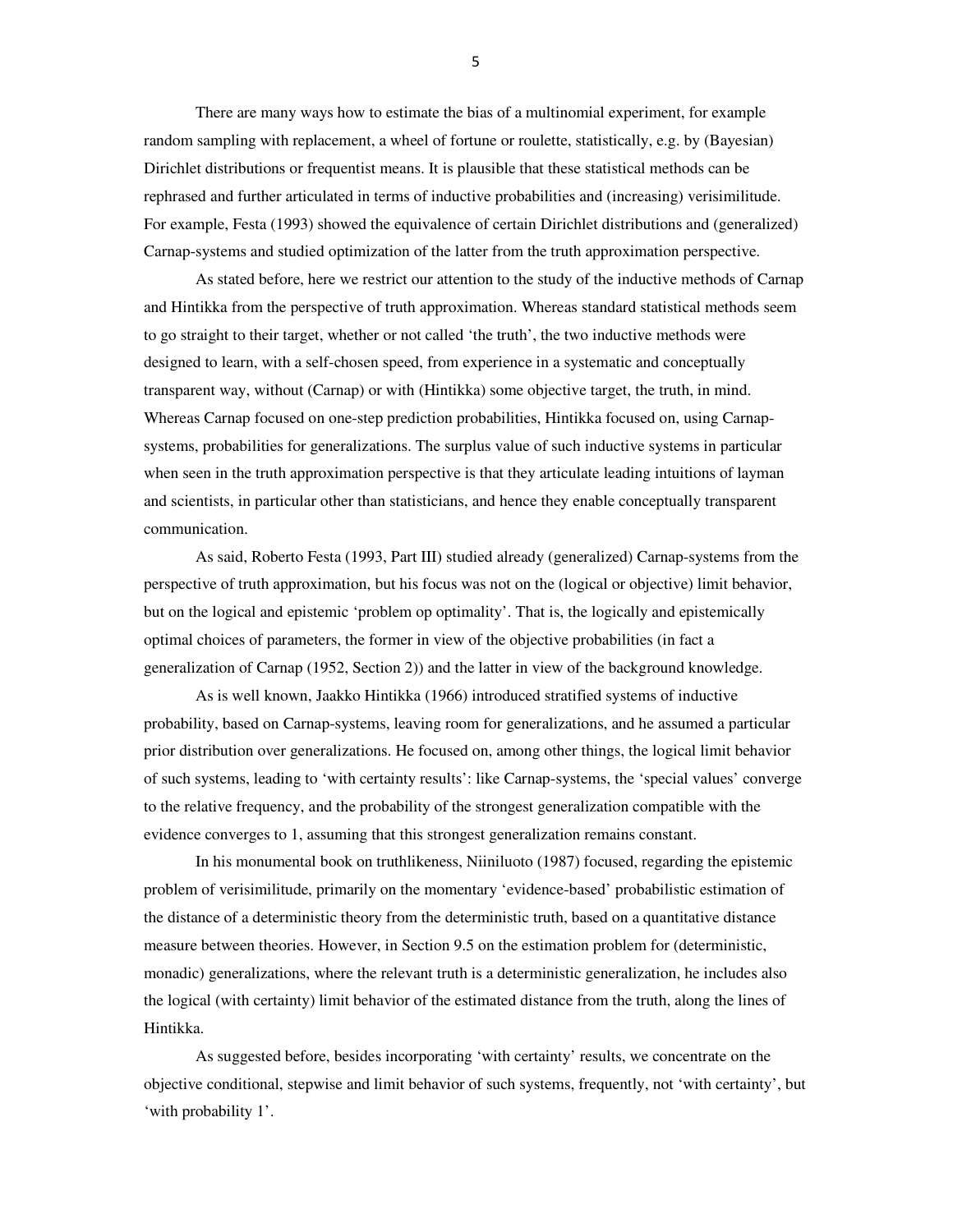There are many ways how to estimate the bias of a multinomial experiment, for example random sampling with replacement, a wheel of fortune or roulette, statistically, e.g. by (Bayesian) Dirichlet distributions or frequentist means. It is plausible that these statistical methods can be rephrased and further articulated in terms of inductive probabilities and (increasing) verisimilitude. For example, Festa (1993) showed the equivalence of certain Dirichlet distributions and (generalized) Carnap-systems and studied optimization of the latter from the truth approximation perspective.

As stated before, here we restrict our attention to the study of the inductive methods of Carnap and Hintikka from the perspective of truth approximation. Whereas standard statistical methods seem to go straight to their target, whether or not called 'the truth', the two inductive methods were designed to learn, with a self-chosen speed, from experience in a systematic and conceptually transparent way, without (Carnap) or with (Hintikka) some objective target, the truth, in mind. Whereas Carnap focused on one-step prediction probabilities, Hintikka focused on, using Carnap-systems, probabilities for generalizations. The surplus value of such inductive systems in particular when seen in the truth approximation perspective is that they articulate leading intuitions of layman and scientists, in particular other than statisticians, and hence they enable conceptually transparent communication.

As said, Roberto Festa (1993, Part III) studied already (generalized) Carnap-systems from the perspective of truth approximation, but his focus was not on the (logical or objective) limit behavior, but on the logical and epistemic 'problem op optimality'. That is, the logically and epistemically optimal choices of parameters, the former in view of the objective probabilities (in fact a generalization of Carnap (1952, Section 2)) and the latter in view of the background knowledge.

As is well known, Jaakko Hintikka (1966) introduced stratified systems of inductive probability, based on Carnap-systems, leaving room for generalizations, and he assumed a particular prior distribution over generalizations. He focused on, among other things, the logical limit behavior of such systems, leading to 'with certainty results': like Carnap-systems, the 'special values' converge to the relative frequency, and the probability of the strongest generalization compatible with the evidence converges to 1, assuming that this strongest generalization remains constant.

In his monumental book on truthlikeness, Niiniluoto (1987) focused, regarding the epistemic problem of verisimilitude, primarily on the momentary 'evidence-based' probabilistic estimation of the distance of a deterministic theory from the deterministic truth, based on a quantitative distance measure between theories. However, in Section 9.5 on the estimation problem for (deterministic, monadic) generalizations, where the relevant truth is a deterministic generalization, he includes also the logical (with certainty) limit behavior of the estimated distance from the truth, along the lines of Hintikka.

As suggested before, besides incorporating 'with certainty' results, we concentrate on the objective conditional, stepwise and limit behavior of such systems, frequently, not 'with certainty', but 'with probability 1'.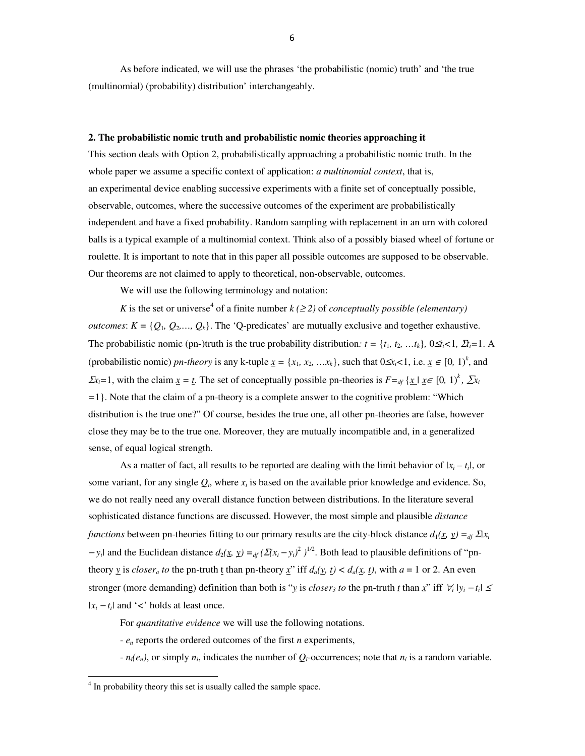As before indicated, we will use the phrases 'the probabilistic (nomic) truth' and 'the true (multinomial) (probability) distribution' interchangeably.

## 2. The probabilistic nomic truth and probabilistic nomic theories approaching it

This section deals with Option 2, probabilistically approaching a probabilistic nomic truth. In the whole paper we assume a specific context of application: *a multinomial context*, that is, an experimental device enabling successive experiments with a finite set of conceptually possible, observable, outcomes, where the successive outcomes of the experiment are probabilistically independent and have a fixed probability. Random sampling with replacement in an urn with colored balls is a typical example of a multinomial context. Think also of a possibly biased wheel of fortune or roulette. It is important to note that in this paper all possible outcomes are supposed to be observable. Our theorems are not claimed to apply to theoretical, non-observable, outcomes.

We will use the following terminology and notation:

$K$ is the set or universe[4] of a finite number $k\ (\geq 2)$ of *conceptually possible (elementary) outcomes*: $K = \{Q_1, Q_2, \ldots, Q_k\}$. The 'Q-predicates' are mutually exclusive and together exhaustive. The probabilistic nomic (pn-)truth is the true probability distribution: $\underline{t} = \{t_1, t_2, \ldots t_k\}$, $0 \leq t_i < 1$, $\Sigma t_i = 1$. A (probabilistic nomic) *pn-theory* is any k-tuple $\underline{x} = \{x_1, x_2, \ldots x_k\}$, such that $0 \leq x_i < 1$, i.e. $\underline{x} \in [0, 1)^k$, and $\Sigma x_i = 1$, with the claim $\underline{x} = \underline{t}$. The set of conceptually possible pn-theories is $F =_{df} \{\underline{x} \mid \underline{x} \in [0, 1)^k, \sum x_i = 1\}$. Note that the claim of a pn-theory is a complete answer to the cognitive problem: "Which distribution is the true one?" Of course, besides the true one, all other pn-theories are false, however close they may be to the true one. Moreover, they are mutually incompatible and, in a generalized sense, of equal logical strength.

As a matter of fact, all results to be reported are dealing with the limit behavior of $|x_i - t_i|$, or some variant, for any single $Q_i$, where $x_i$ is based on the available prior knowledge and evidence. So, we do not really need any overall distance function between distributions. In the literature several sophisticated distance functions are discussed. However, the most simple and plausible *distance functions* between pn-theories fitting to our primary results are the city-block distance $d_1(\underline{x}, \underline{y}) =_{df} \Sigma|x_i - y_i|$ and the Euclidean distance $d_2(\underline{x}, \underline{y}) =_{df} (\Sigma(x_i - y_i)^2)^{1/2}$. Both lead to plausible definitions of "pn-theory $\underline{y}$ is *closer$_a$ to* the pn-truth $\underline{t}$ than pn-theory $\underline{x}$" iff $d_a(\underline{y}, \underline{t}) < d_a(\underline{x}, \underline{t})$, with $a = 1$ or $2$. An even stronger (more demanding) definition than both is "$\underline{y}$ is *closer$_3$ to* the pn-truth $\underline{t}$ than $\underline{x}$" iff $\forall_i\ |y_i - t_i| \leq |x_i - t_i|$ and '<' holds at least once.

For *quantitative evidence* we will use the following notations.

- $e_n$ reports the ordered outcomes of the first $n$ experiments,

- $n_i(e_n)$, or simply $n_i$, indicates the number of $Q_i$-occurrences; note that $n_i$ is a random variable.

[4] In probability theory this set is usually called the sample space.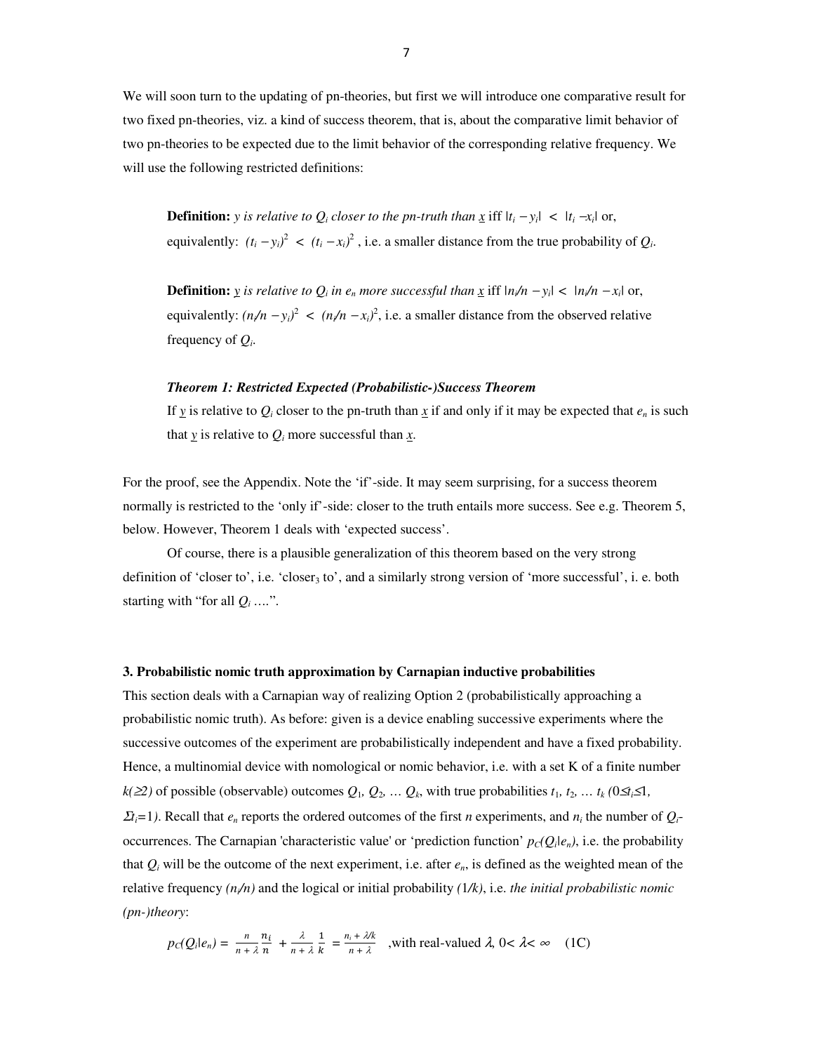We will soon turn to the updating of pn-theories, but first we will introduce one comparative result for two fixed pn-theories, viz. a kind of success theorem, that is, about the comparative limit behavior of two pn-theories to be expected due to the limit behavior of the corresponding relative frequency. We will use the following restricted definitions:

> **Definition:** *y is relative to $Q_i$ closer to the pn-truth than* $\underline{x}$ iff $|t_i - y_i| < |t_i - x_i|$ or, equivalently: $(t_i - y_i)^2 < (t_i - x_i)^2$ , i.e. a smaller distance from the true probability of $Q_i$.
>
> **Definition:** $\underline{y}$ *is relative to $Q_i$ in $e_n$ more successful than* $\underline{x}$ iff $|n_i/n - y_i| < |n_i/n - x_i|$ or, equivalently: $(n_i/n - y_i)^2 < (n_i/n - x_i)^2$, i.e. a smaller distance from the observed relative frequency of $Q_i$.
>
> ***Theorem 1: Restricted Expected (Probabilistic-)Success Theorem***
>
> If $\underline{y}$ is relative to $Q_i$ closer to the pn-truth than $\underline{x}$ if and only if it may be expected that $e_n$ is such that $\underline{y}$ is relative to $Q_i$ more successful than $\underline{x}$.

For the proof, see the Appendix. Note the 'if'-side. It may seem surprising, for a success theorem normally is restricted to the 'only if'-side: closer to the truth entails more success. See e.g. Theorem 5, below. However, Theorem 1 deals with 'expected success'.

Of course, there is a plausible generalization of this theorem based on the very strong definition of 'closer to', i.e. 'closer$_3$ to', and a similarly strong version of 'more successful', i. e. both starting with "for all $Q_i$ ….".

### 3. Probabilistic nomic truth approximation by Carnapian inductive probabilities

This section deals with a Carnapian way of realizing Option 2 (probabilistically approaching a probabilistic nomic truth). As before: given is a device enabling successive experiments where the successive outcomes of the experiment are probabilistically independent and have a fixed probability. Hence, a multinomial device with nomological or nomic behavior, i.e. with a set K of a finite number $k(\geq 2)$ of possible (observable) outcomes $Q_1$, $Q_2$, … $Q_k$, with true probabilities $t_1$, $t_2$, … $t_k$ $(0 \leq t_i \leq 1$, $\Sigma t_i = 1)$. Recall that $e_n$ reports the ordered outcomes of the first $n$ experiments, and $n_i$ the number of $Q_i$-occurrences. The Carnapian 'characteristic value' or 'prediction function' $p_C(Q_i|e_n)$, i.e. the probability that $Q_i$ will be the outcome of the next experiment, i.e. after $e_n$, is defined as the weighted mean of the relative frequency $(n_i/n)$ and the logical or initial probability $(1/k)$, i.e. *the initial probabilistic nomic (pn-)theory*:

$$p_C(Q_i|e_n) = \frac{n}{n+\lambda}\frac{n_i}{n} + \frac{\lambda}{n+\lambda}\frac{1}{k} = \frac{n_i + \lambda/k}{n+\lambda} \quad \text{,with real-valued } \lambda,\ 0 < \lambda < \infty \quad (1C)$$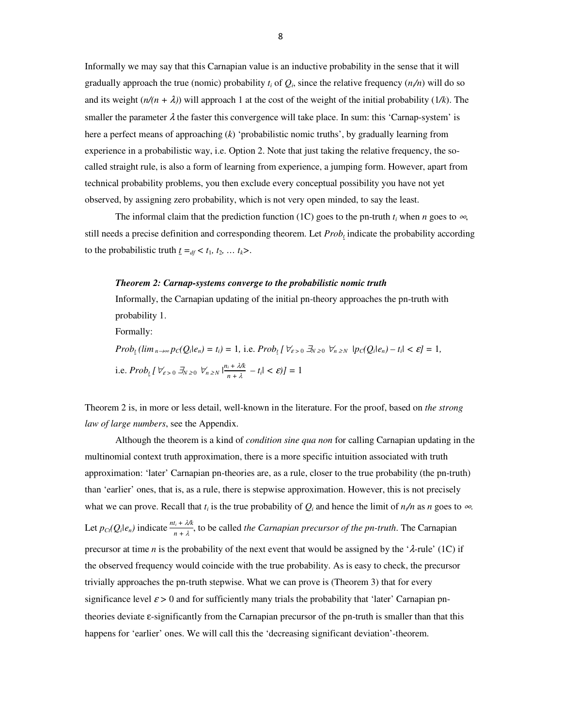Informally we may say that this Carnapian value is an inductive probability in the sense that it will gradually approach the true (nomic) probability $t_i$ of $Q_i$, since the relative frequency ($n_i/n$) will do so and its weight ($n/(n + \lambda)$) will approach 1 at the cost of the weight of the initial probability ($1/k$). The smaller the parameter $\lambda$ the faster this convergence will take place. In sum: this 'Carnap-system' is here a perfect means of approaching ($k$) 'probabilistic nomic truths', by gradually learning from experience in a probabilistic way, i.e. Option 2. Note that just taking the relative frequency, the so-called straight rule, is also a form of learning from experience, a jumping form. However, apart from technical probability problems, you then exclude every conceptual possibility you have not yet observed, by assigning zero probability, which is not very open minded, to say the least.

The informal claim that the prediction function (1C) goes to the pn-truth $t_i$ when $n$ goes to $\infty$, still needs a precise definition and corresponding theorem. Let $Prob_{\underline{t}}$ indicate the probability according to the probabilistic truth $\underline{t} =_{df} < t_1, t_2, \ldots t_k>$.

> ***Theorem 2: Carnap-systems converge to the probabilistic nomic truth***
>
> Informally, the Carnapian updating of the initial pn-theory approaches the pn-truth with probability 1.
>
> Formally:
>
> $Prob_{\underline{t}}\,(lim_{n\to\infty}\, p_C(Q_i|e_n) = t_i) = 1$, i.e. $Prob_{\underline{t}}\,[\,\forall_{\varepsilon > 0}\ \exists_{N \geq 0}\ \forall_{n \geq N}\ |p_C(Q_i|e_n) - t_i| < \varepsilon] = 1$,
>
> i.e. $Prob_{\underline{t}}\,[\,\forall_{\varepsilon > 0}\ \exists_{N \geq 0}\ \forall_{n \geq N}\ |\frac{n_i + \lambda/k}{n + \lambda} - t_i| < \varepsilon)] = 1$

Theorem 2 is, in more or less detail, well-known in the literature. For the proof, based on *the strong law of large numbers*, see the Appendix.

Although the theorem is a kind of *condition sine qua non* for calling Carnapian updating in the multinomial context truth approximation, there is a more specific intuition associated with truth approximation: 'later' Carnapian pn-theories are, as a rule, closer to the true probability (the pn-truth) than 'earlier' ones, that is, as a rule, there is stepwise approximation. However, this is not precisely what we can prove. Recall that $t_i$ is the true probability of $Q_i$ and hence the limit of $n_i/n$ as $n$ goes to $\infty$. Let $p_{Ct}(Q_i|e_n)$ indicate $\frac{nt_i + \lambda/k}{n + \lambda}$, to be called *the Carnapian precursor of the pn-truth*. The Carnapian precursor at time $n$ is the probability of the next event that would be assigned by the '$\lambda$-rule' (1C) if the observed frequency would coincide with the true probability. As is easy to check, the precursor trivially approaches the pn-truth stepwise. What we can prove is (Theorem 3) that for every significance level $\varepsilon > 0$ and for sufficiently many trials the probability that 'later' Carnapian pn-theories deviate $\varepsilon$-significantly from the Carnapian precursor of the pn-truth is smaller than that this happens for 'earlier' ones. We will call this the 'decreasing significant deviation'-theorem.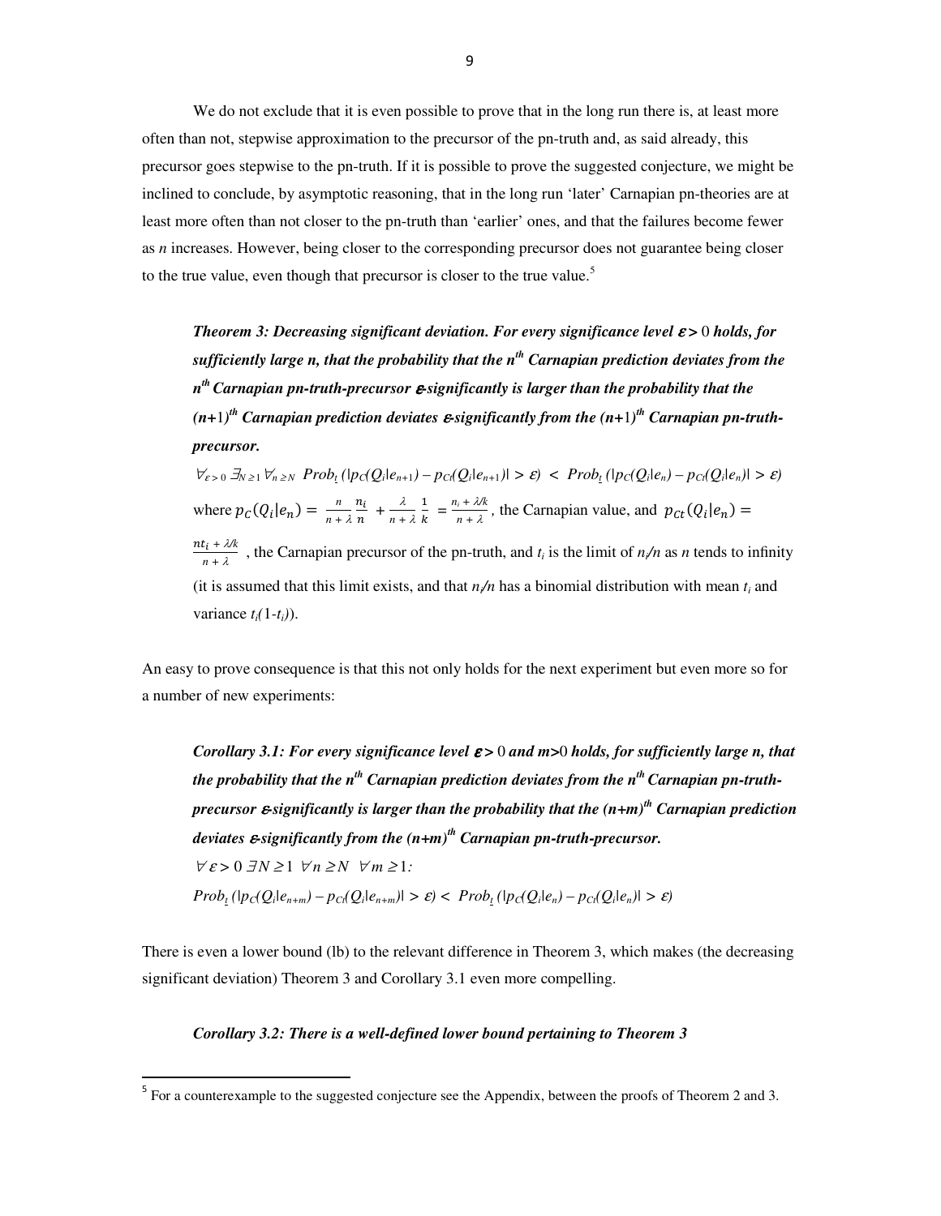We do not exclude that it is even possible to prove that in the long run there is, at least more often than not, stepwise approximation to the precursor of the pn-truth and, as said already, this precursor goes stepwise to the pn-truth. If it is possible to prove the suggested conjecture, we might be inclined to conclude, by asymptotic reasoning, that in the long run 'later' Carnapian pn-theories are at least more often than not closer to the pn-truth than 'earlier' ones, and that the failures become fewer as $n$ increases. However, being closer to the corresponding precursor does not guarantee being closer to the true value, even though that precursor is closer to the true value.[5]

> ***Theorem 3: Decreasing significant deviation. For every significance level $\varepsilon > 0$ holds, for sufficiently large n, that the probability that the $n^{th}$ Carnapian prediction deviates from the $n^{th}$ Carnapian pn-truth-precursor $\varepsilon$-significantly is larger than the probability that the $(n+1)^{th}$ Carnapian prediction deviates $\varepsilon$-significantly from the $(n+1)^{th}$ Carnapian pn-truth-precursor.***
>
> $\forall_{\varepsilon > 0}\ \exists_{N \geq 1}\ \forall_{n \geq N}\ Prob_{\underline{t}}\,(|p_C(Q_i|e_{n+1}) - p_{Ct}(Q_i|e_{n+1})| > \varepsilon)\ <\ Prob_{\underline{t}}\,(|p_C(Q_i|e_n) - p_{Ct}(Q_i|e_n)| > \varepsilon)$
>
> where $p_C(Q_i|e_n) = \frac{n}{n+\lambda}\frac{n_i}{n} + \frac{\lambda}{n+\lambda}\frac{1}{k} = \frac{n_i + \lambda/k}{n+\lambda}$, the Carnapian value, and $p_{Ct}(Q_i|e_n) = \frac{nt_i + \lambda/k}{n+\lambda}$, the Carnapian precursor of the pn-truth, and $t_i$ is the limit of $n_i/n$ as $n$ tends to infinity (it is assumed that this limit exists, and that $n_i/n$ has a binomial distribution with mean $t_i$ and variance $t_i(1\text{-}t_i)$).

An easy to prove consequence is that this not only holds for the next experiment but even more so for a number of new experiments:

> ***Corollary 3.1: For every significance level $\varepsilon > 0$ and $m>0$ holds, for sufficiently large n, that the probability that the $n^{th}$ Carnapian prediction deviates from the $n^{th}$ Carnapian pn-truth-precursor $\varepsilon$-significantly is larger than the probability that the $(n+m)^{th}$ Carnapian prediction deviates $\varepsilon$-significantly from the $(n+m)^{th}$ Carnapian pn-truth-precursor.***
>
> $\forall\, \varepsilon > 0\ \exists N \geq 1\ \ \forall n \geq N\ \ \forall m \geq 1$:
>
> $Prob_{\underline{t}}\,(|p_C(Q_i|e_{n+m}) - p_{Ct}(Q_i|e_{n+m})| > \varepsilon) <\ Prob_{\underline{t}}\,(|p_C(Q_i|e_n) - p_{Ct}(Q_i|e_n)| > \varepsilon)$

There is even a lower bound (lb) to the relevant difference in Theorem 3, which makes (the decreasing significant deviation) Theorem 3 and Corollary 3.1 even more compelling.

> ***Corollary 3.2: There is a well-defined lower bound pertaining to Theorem 3***

[5] For a counterexample to the suggested conjecture see the Appendix, between the proofs of Theorem 2 and 3.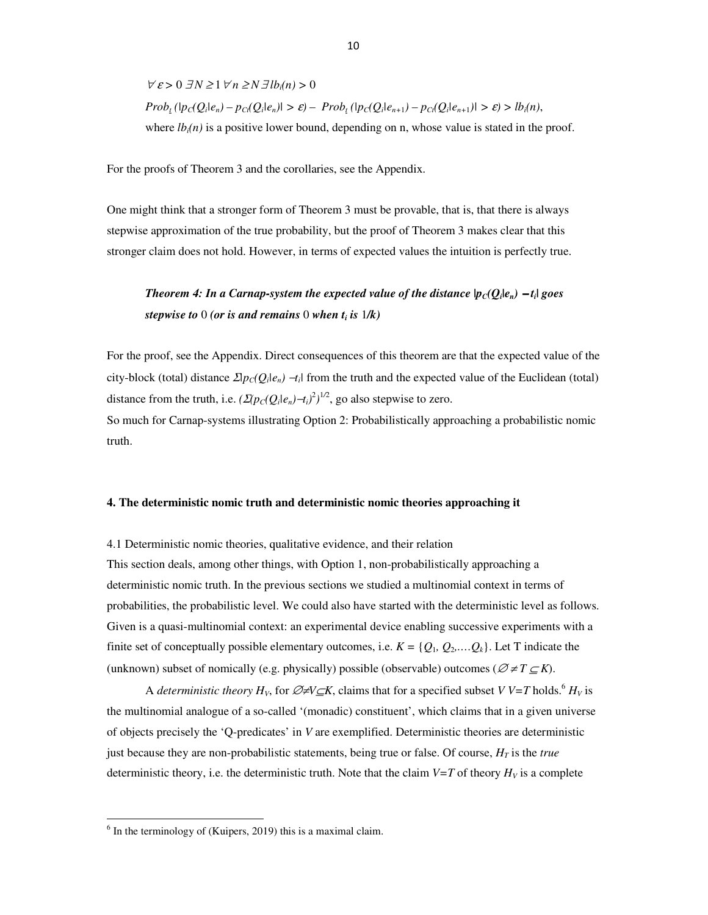$\forall \varepsilon > 0 \; \exists N \geq 1 \; \forall n \geq N \; \exists lb_i(n) > 0$

$Prob_{\underline{t}} \, (|p_C(Q_i|e_n) - p_{C\prime}(Q_i|e_n)| > \varepsilon) - \; Prob_{\underline{t}} \, (|p_C(Q_i|e_{n+1}) - p_{C\prime}(Q_i|e_{n+1})| > \varepsilon) > lb_i(n)$,

where $lb_i(n)$ is a positive lower bound, depending on n, whose value is stated in the proof.

For the proofs of Theorem 3 and the corollaries, see the Appendix.

One might think that a stronger form of Theorem 3 must be provable, that is, that there is always stepwise approximation of the true probability, but the proof of Theorem 3 makes clear that this stronger claim does not hold. However, in terms of expected values the intuition is perfectly true.

> ***Theorem 4: In a Carnap-system the expected value of the distance $|p_C(Q_i|e_n) - t_i|$ goes stepwise to 0 (or is and remains 0 when $t_i$ is $1/k$)***

For the proof, see the Appendix. Direct consequences of this theorem are that the expected value of the city-block (total) distance $\Sigma|p_C(Q_i|e_n) - t_i|$ from the truth and the expected value of the Euclidean (total) distance from the truth, i.e. $(\Sigma(p_C(Q_i|e_n) - t_i)^2)^{1/2}$, go also stepwise to zero.

So much for Carnap-systems illustrating Option 2: Probabilistically approaching a probabilistic nomic truth.

## 4. The deterministic nomic truth and deterministic nomic theories approaching it

### 4.1 Deterministic nomic theories, qualitative evidence, and their relation

This section deals, among other things, with Option 1, non-probabilistically approaching a deterministic nomic truth. In the previous sections we studied a multinomial context in terms of probabilities, the probabilistic level. We could also have started with the deterministic level as follows. Given is a quasi-multinomial context: an experimental device enabling successive experiments with a finite set of conceptually possible elementary outcomes, i.e. $K = \{Q_1, Q_2, \ldots Q_k\}$. Let T indicate the (unknown) subset of nomically (e.g. physically) possible (observable) outcomes ($\emptyset \neq T \subseteq K$).

A *deterministic theory* $H_V$, for $\emptyset \neq V \subseteq K$, claims that for a specified subset $V$ $V=T$ holds.[6] $H_V$ is the multinomial analogue of a so-called '(monadic) constituent', which claims that in a given universe of objects precisely the 'Q-predicates' in $V$ are exemplified. Deterministic theories are deterministic just because they are non-probabilistic statements, being true or false. Of course, $H_T$ is the *true* deterministic theory, i.e. the deterministic truth. Note that the claim $V=T$ of theory $H_V$ is a complete

---

[6] In the terminology of (Kuipers, 2019) this is a maximal claim.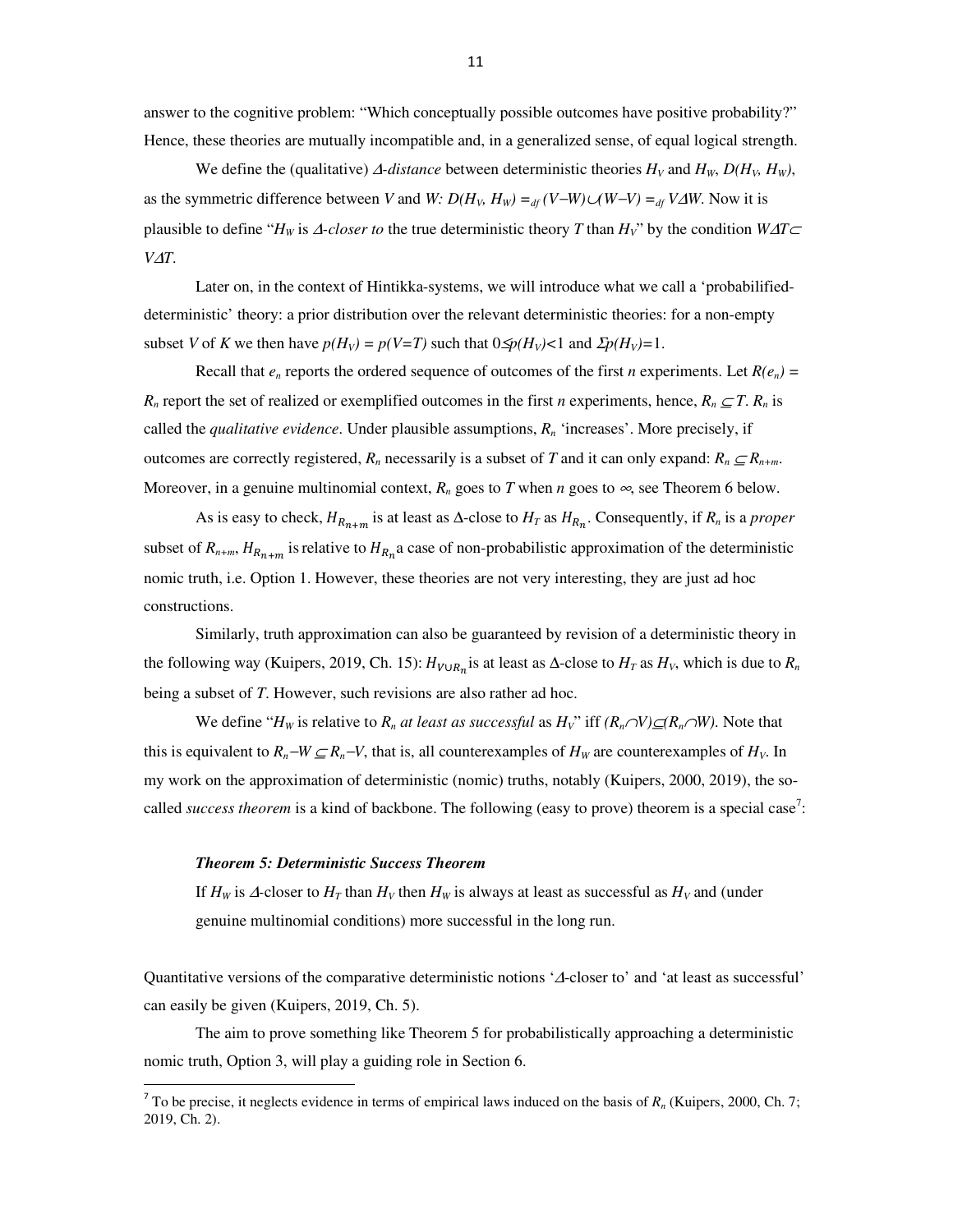answer to the cognitive problem: "Which conceptually possible outcomes have positive probability?" Hence, these theories are mutually incompatible and, in a generalized sense, of equal logical strength.

We define the (qualitative) *Δ-distance* between deterministic theories $H_V$ and $H_W$, $D(H_V, H_W)$, as the symmetric difference between $V$ and $W$: $D(H_V, H_W) =_{df} (V-W)\cup(W-V) =_{df} V\Delta W$. Now it is plausible to define "$H_W$ is *Δ-closer to* the true deterministic theory $T$ than $H_V$" by the condition $W\Delta T\subset V\Delta T$.

Later on, in the context of Hintikka-systems, we will introduce what we call a 'probabilified-deterministic' theory: a prior distribution over the relevant deterministic theories: for a non-empty subset $V$ of $K$ we then have $p(H_V) = p(V{=}T)$ such that $0\leq p(H_V)<1$ and $\Sigma p(H_V)=1$.

Recall that $e_n$ reports the ordered sequence of outcomes of the first $n$ experiments. Let $R(e_n) = R_n$ report the set of realized or exemplified outcomes in the first $n$ experiments, hence, $R_n \subseteq T$. $R_n$ is called the *qualitative evidence*. Under plausible assumptions, $R_n$ 'increases'. More precisely, if outcomes are correctly registered, $R_n$ necessarily is a subset of $T$ and it can only expand: $R_n \subseteq R_{n+m}$. Moreover, in a genuine multinomial context, $R_n$ goes to $T$ when $n$ goes to $\infty$, see Theorem 6 below.

As is easy to check, $H_{R_{n+m}}$ is at least as Δ-close to $H_T$ as $H_{R_n}$. Consequently, if $R_n$ is a *proper* subset of $R_{n+m}$, $H_{R_{n+m}}$ is relative to $H_{R_n}$ a case of non-probabilistic approximation of the deterministic nomic truth, i.e. Option 1. However, these theories are not very interesting, they are just ad hoc constructions.

Similarly, truth approximation can also be guaranteed by revision of a deterministic theory in the following way (Kuipers, 2019, Ch. 15): $H_{V\cup R_n}$ is at least as Δ-close to $H_T$ as $H_V$, which is due to $R_n$ being a subset of $T$. However, such revisions are also rather ad hoc.

We define "$H_W$ is relative to $R_n$ *at least as successful* as $H_V$" iff $(R_n\cap V)\subseteq(R_n\cap W)$. Note that this is equivalent to $R_n-W \subseteq R_n-V$, that is, all counterexamples of $H_W$ are counterexamples of $H_V$. In my work on the approximation of deterministic (nomic) truths, notably (Kuipers, 2000, 2019), the so-called *success theorem* is a kind of backbone. The following (easy to prove) theorem is a special case[7]:

***Theorem 5: Deterministic Success Theorem***

If $H_W$ is Δ-closer to $H_T$ than $H_V$ then $H_W$ is always at least as successful as $H_V$ and (under genuine multinomial conditions) more successful in the long run.

Quantitative versions of the comparative deterministic notions 'Δ-closer to' and 'at least as successful' can easily be given (Kuipers, 2019, Ch. 5).

The aim to prove something like Theorem 5 for probabilistically approaching a deterministic nomic truth, Option 3, will play a guiding role in Section 6.

[7] To be precise, it neglects evidence in terms of empirical laws induced on the basis of $R_n$ (Kuipers, 2000, Ch. 7; 2019, Ch. 2).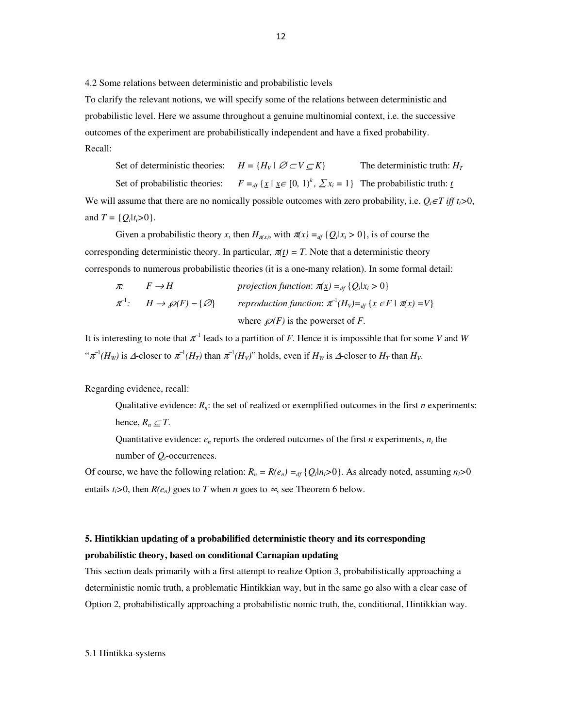4.2 Some relations between deterministic and probabilistic levels

To clarify the relevant notions, we will specify some of the relations between deterministic and probabilistic level. Here we assume throughout a genuine multinomial context, i.e. the successive outcomes of the experiment are probabilistically independent and have a fixed probability.

Recall:

Set of deterministic theories: $H = \{H_V \mid \emptyset \subset V \subseteq K\}$ The deterministic truth: $H_T$

Set of probabilistic theories: $F =_{df} \{\underline{x} \mid \underline{x} \in [0, 1)^k, \sum x_i = 1\}$ The probabilistic truth: $\underline{t}$

We will assume that there are no nomically possible outcomes with zero probability, i.e. $Q_i \in T$ *iff* $t_i > 0$, and $T = \{Q_i | t_i > 0\}$.

Given a probabilistic theory $\underline{x}$, then $H_{\pi(\underline{x})}$, with $\pi(\underline{x}) =_{df} \{Q_i | x_i > 0\}$, is of course the corresponding deterministic theory. In particular, $\pi(\underline{t}) = T$. Note that a deterministic theory corresponds to numerous probabilistic theories (it is a one-many relation). In some formal detail:

$\pi$: $F \rightarrow H$ *projection function*: $\pi(\underline{x}) =_{df} \{Q_i | x_i > 0\}$

$\pi^{-1}$: $H \rightarrow \wp(F) - \{\emptyset\}$ *reproduction function*: $\pi^{-1}(H_V) =_{df} \{\underline{x} \in F \mid \pi(\underline{x}) = V\}$

where $\wp(F)$ is the powerset of $F$.

It is interesting to note that $\pi^{-1}$ leads to a partition of $F$. Hence it is impossible that for some $V$ and $W$ "$\pi^{-1}(H_W)$ is $\Delta$-closer to $\pi^{-1}(H_T)$ than $\pi^{-1}(H_V)$" holds, even if $H_W$ is $\Delta$-closer to $H_T$ than $H_V$.

Regarding evidence, recall:

Qualitative evidence: $R_n$: the set of realized or exemplified outcomes in the first $n$ experiments: hence, $R_n \subseteq T$.

Quantitative evidence: $e_n$ reports the ordered outcomes of the first $n$ experiments, $n_i$ the number of $Q_i$-occurrences.

Of course, we have the following relation: $R_n = R(e_n) =_{df} \{Q_i | n_i > 0\}$. As already noted, assuming $n_i > 0$ entails $t_i > 0$, then $R(e_n)$ goes to $T$ when $n$ goes to $\infty$, see Theorem 6 below.

## 5. Hintikkian updating of a probabilified deterministic theory and its corresponding probabilistic theory, based on conditional Carnapian updating

This section deals primarily with a first attempt to realize Option 3, probabilistically approaching a deterministic nomic truth, a problematic Hintikkian way, but in the same go also with a clear case of Option 2, probabilistically approaching a probabilistic nomic truth, the, conditional, Hintikkian way.

### 5.1 Hintikka-systems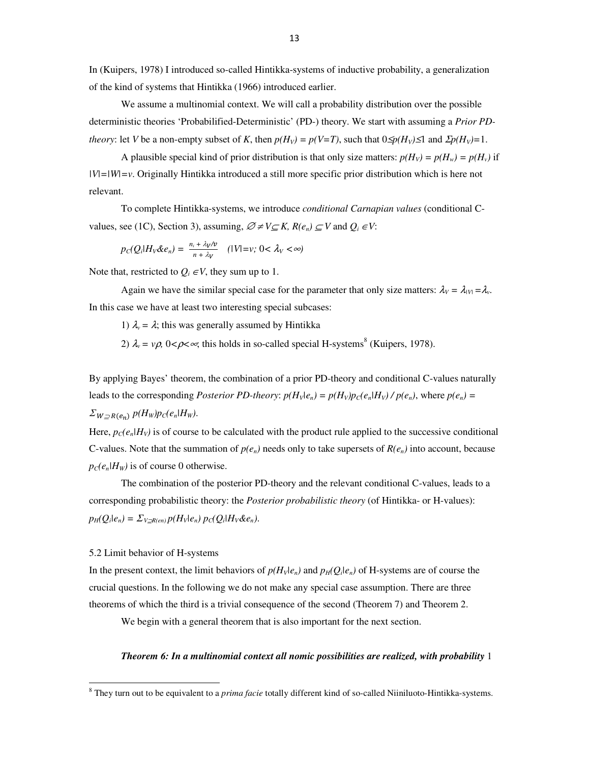In (Kuipers, 1978) I introduced so-called Hintikka-systems of inductive probability, a generalization of the kind of systems that Hintikka (1966) introduced earlier.

We assume a multinomial context. We will call a probability distribution over the possible deterministic theories 'Probabilified-Deterministic' (PD-) theory. We start with assuming a *Prior PD-theory*: let $V$ be a non-empty subset of $K$, then $p(H_V) = p(V{=}T)$, such that $0 \leq p(H_V) \leq 1$ and $\Sigma p(H_V) = 1$.

A plausible special kind of prior distribution is that only size matters: $p(H_V) = p(H_w) = p(H_v)$ if $|V| = |W| = v$. Originally Hintikka introduced a still more specific prior distribution which is here not relevant.

To complete Hintikka-systems, we introduce *conditional Carnapian values* (conditional C-values, see (1C), Section 3), assuming, $\varnothing \neq V \subseteq K$, $R(e_n) \subseteq V$ and $Q_i \in V$:

$$p_C(Q_i|H_V\&e_n) = \frac{n_i + \lambda_V/v}{n + \lambda_V} \quad (|V| = v;\ 0 < \lambda_V < \infty)$$

Note that, restricted to $Q_i \in V$, they sum up to 1.

Again we have the similar special case for the parameter that only size matters: $\lambda_V = \lambda_{|V|} = \lambda_v$. In this case we have at least two interesting special subcases:

1) $\lambda_v = \lambda$; this was generally assumed by Hintikka

2) $\lambda_v = v\rho$, $0 < \rho < \infty$; this holds in so-called special H-systems[8] (Kuipers, 1978).

By applying Bayes' theorem, the combination of a prior PD-theory and conditional C-values naturally leads to the corresponding *Posterior PD-theory*: $p(H_V|e_n) = p(H_V)p_C(e_n|H_V) / p(e_n)$, where $p(e_n) = \Sigma_{W \supseteq R(e_n)}\, p(H_W)p_C(e_n|H_W)$.

Here, $p_C(e_n|H_V)$ is of course to be calculated with the product rule applied to the successive conditional C-values. Note that the summation of $p(e_n)$ needs only to take supersets of $R(e_n)$ into account, because $p_C(e_n|H_W)$ is of course 0 otherwise.

The combination of the posterior PD-theory and the relevant conditional C-values, leads to a corresponding probabilistic theory: the *Posterior probabilistic theory* (of Hintikka- or H-values): $p_H(Q_i|e_n) = \Sigma_{V \supseteq R(en)}\, p(H_V|e_n)\, p_C(Q_i|H_V\&e_n)$.

## 5.2 Limit behavior of H-systems

In the present context, the limit behaviors of $p(H_V|e_n)$ and $p_H(Q_i|e_n)$ of H-systems are of course the crucial questions. In the following we do not make any special case assumption. There are three theorems of which the third is a trivial consequence of the second (Theorem 7) and Theorem 2.

We begin with a general theorem that is also important for the next section.

***Theorem 6: In a multinomial context all nomic possibilities are realized, with probability*** 1

[8] They turn out to be equivalent to a *prima facie* totally different kind of so-called Niiniluoto-Hintikka-systems.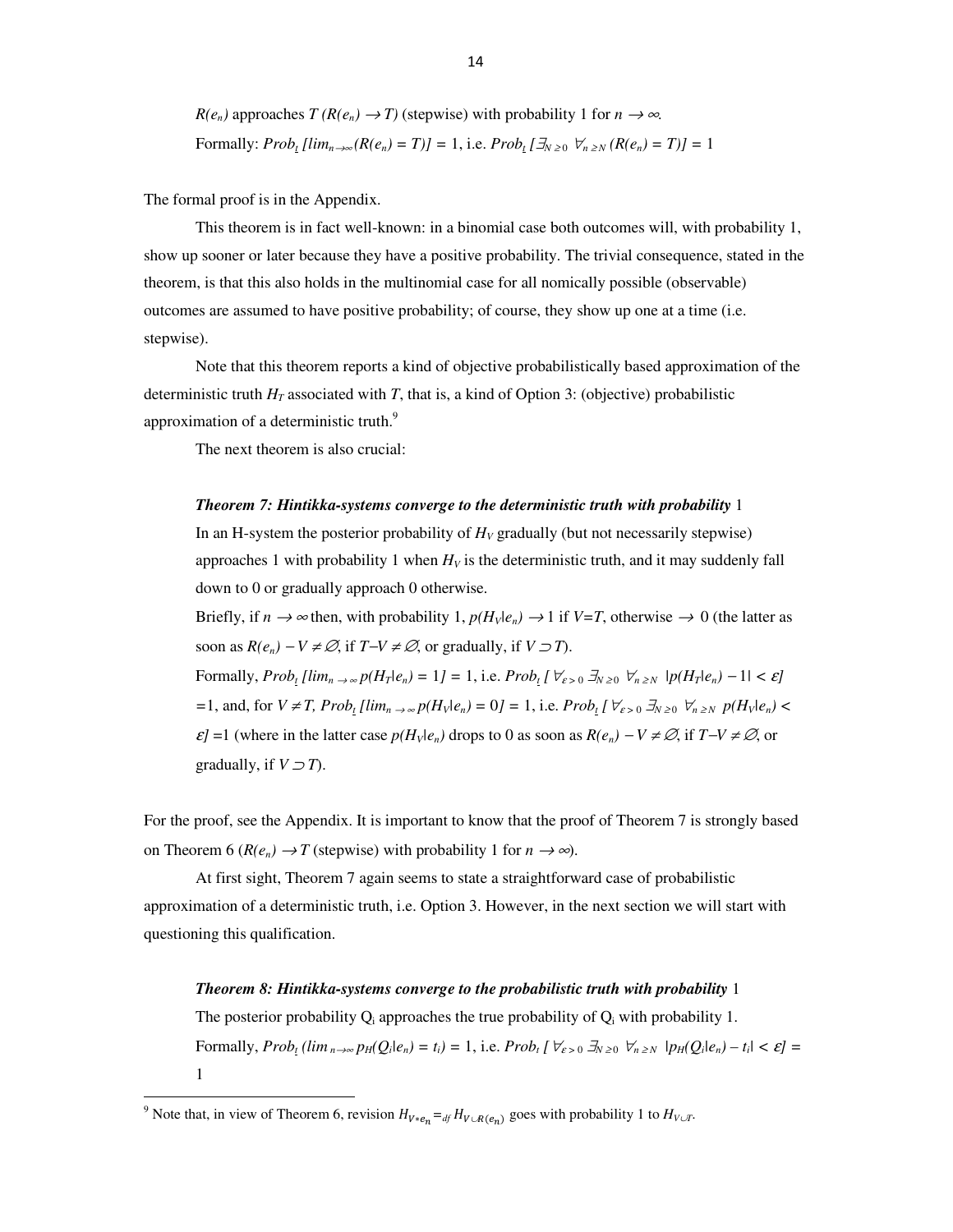$R(e_n)$ approaches $T$ ($R(e_n) \rightarrow T$) (stepwise) with probability 1 for $n \rightarrow \infty$.

Formally: $Prob_{\underline{t}}\ [lim_{n\rightarrow\infty}(R(e_n) = T)] = 1$, i.e. $Prob_{\underline{t}}\ [\exists_{N\geq 0}\ \forall_{n\geq N}\ (R(e_n) = T)] = 1$

The formal proof is in the Appendix.

This theorem is in fact well-known: in a binomial case both outcomes will, with probability 1, show up sooner or later because they have a positive probability. The trivial consequence, stated in the theorem, is that this also holds in the multinomial case for all nomically possible (observable) outcomes are assumed to have positive probability; of course, they show up one at a time (i.e. stepwise).

Note that this theorem reports a kind of objective probabilistically based approximation of the deterministic truth $H_T$ associated with $T$, that is, a kind of Option 3: (objective) probabilistic approximation of a deterministic truth.[9]

The next theorem is also crucial:

***Theorem 7: Hintikka-systems converge to the deterministic truth with probability*** 1

In an H-system the posterior probability of $H_V$ gradually (but not necessarily stepwise) approaches 1 with probability 1 when $H_V$ is the deterministic truth, and it may suddenly fall down to 0 or gradually approach 0 otherwise.

Briefly, if $n \rightarrow \infty$ then, with probability 1, $p(H_V|e_n) \rightarrow 1$ if $V$=$T$, otherwise $\rightarrow 0$ (the latter as soon as $R(e_n) - V \neq \emptyset$, if $T$–$V \neq \emptyset$, or gradually, if $V \supset T$).

Formally, $Prob_{\underline{t}}\ [lim_{n\rightarrow\infty}\, p(H_T|e_n) = 1] = 1$, i.e. $Prob_{\underline{t}}\ [\ \forall_{\varepsilon>0}\ \exists_{N\geq 0}\ \forall_{n\geq N}\ |p(H_T|e_n) - 1| < \varepsilon]$ $=1$, and, for $V \neq T$, $Prob_{\underline{t}}\ [lim_{n\rightarrow\infty}\, p(H_V|e_n) = 0] = 1$, i.e. $Prob_{\underline{t}}\ [\ \forall_{\varepsilon>0}\ \exists_{N\geq 0}\ \forall_{n\geq N}\ p(H_V|e_n) < \varepsilon] = 1$ (where in the latter case $p(H_V|e_n)$ drops to 0 as soon as $R(e_n) - V \neq \emptyset$, if $T$–$V \neq \emptyset$, or gradually, if $V \supset T$).

For the proof, see the Appendix. It is important to know that the proof of Theorem 7 is strongly based on Theorem 6 ($R(e_n) \rightarrow T$ (stepwise) with probability 1 for $n \rightarrow \infty$).

At first sight, Theorem 7 again seems to state a straightforward case of probabilistic approximation of a deterministic truth, i.e. Option 3. However, in the next section we will start with questioning this qualification.

***Theorem 8: Hintikka-systems converge to the probabilistic truth with probability*** 1

The posterior probability $Q_i$ approaches the true probability of $Q_i$ with probability 1.

Formally, $Prob_{\underline{t}}\ (lim_{n\rightarrow\infty}\, p_H(Q_i|e_n) = t_i) = 1$, i.e. $Prob_t\ [\ \forall_{\varepsilon>0}\ \exists_{N\geq 0}\ \forall_{n\geq N}\ |p_H(Q_i|e_n) - t_i| < \varepsilon] =$ 1

---

[9] Note that, in view of Theorem 6, revision $H_{V*e_n} =_{df} H_{V\cup R(e_n)}$ goes with probability 1 to $H_{V\cup T}$.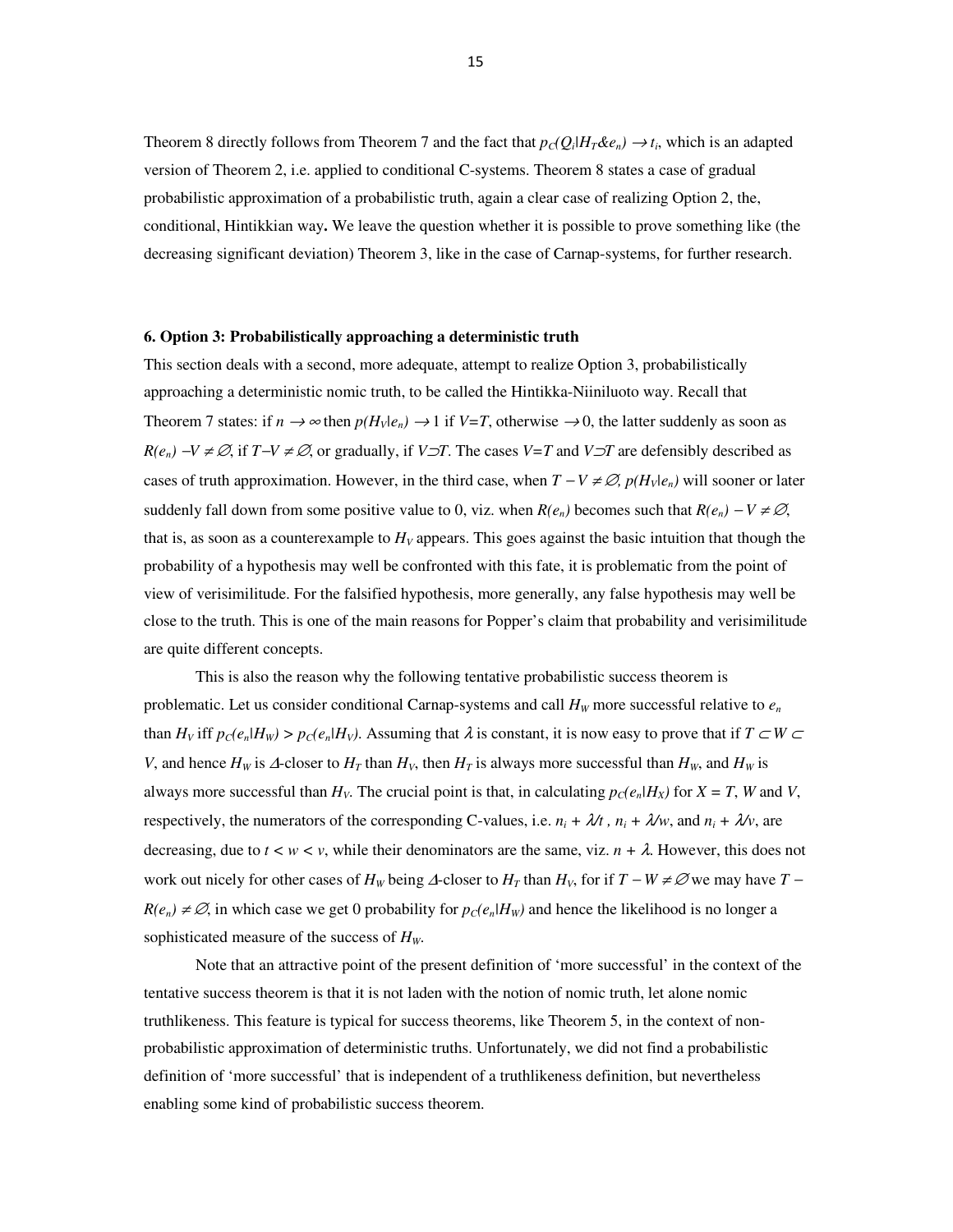Theorem 8 directly follows from Theorem 7 and the fact that $p_C(Q_i|H_T\&e_n) \rightarrow t_i$, which is an adapted version of Theorem 2, i.e. applied to conditional C-systems. Theorem 8 states a case of gradual probabilistic approximation of a probabilistic truth, again a clear case of realizing Option 2, the, conditional, Hintikkian way**.** We leave the question whether it is possible to prove something like (the decreasing significant deviation) Theorem 3, like in the case of Carnap-systems, for further research.

### 6. Option 3: Probabilistically approaching a deterministic truth

This section deals with a second, more adequate, attempt to realize Option 3, probabilistically approaching a deterministic nomic truth, to be called the Hintikka-Niiniluoto way. Recall that Theorem 7 states: if $n \rightarrow \infty$ then $p(H_V|e_n) \rightarrow 1$ if $V=T$, otherwise $\rightarrow 0$, the latter suddenly as soon as $R(e_n) - V \neq \emptyset$, if $T-V \neq \emptyset$, or gradually, if $V \supset T$. The cases $V=T$ and $V \supset T$ are defensibly described as cases of truth approximation. However, in the third case, when $T - V \neq \emptyset$, $p(H_V|e_n)$ will sooner or later suddenly fall down from some positive value to 0, viz. when $R(e_n)$ becomes such that $R(e_n) - V \neq \emptyset$, that is, as soon as a counterexample to $H_V$ appears. This goes against the basic intuition that though the probability of a hypothesis may well be confronted with this fate, it is problematic from the point of view of verisimilitude. For the falsified hypothesis, more generally, any false hypothesis may well be close to the truth. This is one of the main reasons for Popper's claim that probability and verisimilitude are quite different concepts.

This is also the reason why the following tentative probabilistic success theorem is problematic. Let us consider conditional Carnap-systems and call $H_W$ more successful relative to $e_n$ than $H_V$ iff $p_C(e_n|H_W) > p_C(e_n|H_V)$. Assuming that $\lambda$ is constant, it is now easy to prove that if $T \subset W \subset V$, and hence $H_W$ is $\Delta$-closer to $H_T$ than $H_V$, then $H_T$ is always more successful than $H_W$, and $H_W$ is always more successful than $H_V$. The crucial point is that, in calculating $p_C(e_n|H_X)$ for $X = T$, $W$ and $V$, respectively, the numerators of the corresponding C-values, i.e. $n_i + \lambda/t$, $n_i + \lambda/w$, and $n_i + \lambda/v$, are decreasing, due to $t < w < v$, while their denominators are the same, viz. $n + \lambda$. However, this does not work out nicely for other cases of $H_W$ being $\Delta$-closer to $H_T$ than $H_V$, for if $T - W \neq \emptyset$ we may have $T - R(e_n) \neq \emptyset$, in which case we get 0 probability for $p_C(e_n|H_W)$ and hence the likelihood is no longer a sophisticated measure of the success of $H_W$.

Note that an attractive point of the present definition of 'more successful' in the context of the tentative success theorem is that it is not laden with the notion of nomic truth, let alone nomic truthlikeness. This feature is typical for success theorems, like Theorem 5, in the context of non-probabilistic approximation of deterministic truths. Unfortunately, we did not find a probabilistic definition of 'more successful' that is independent of a truthlikeness definition, but nevertheless enabling some kind of probabilistic success theorem.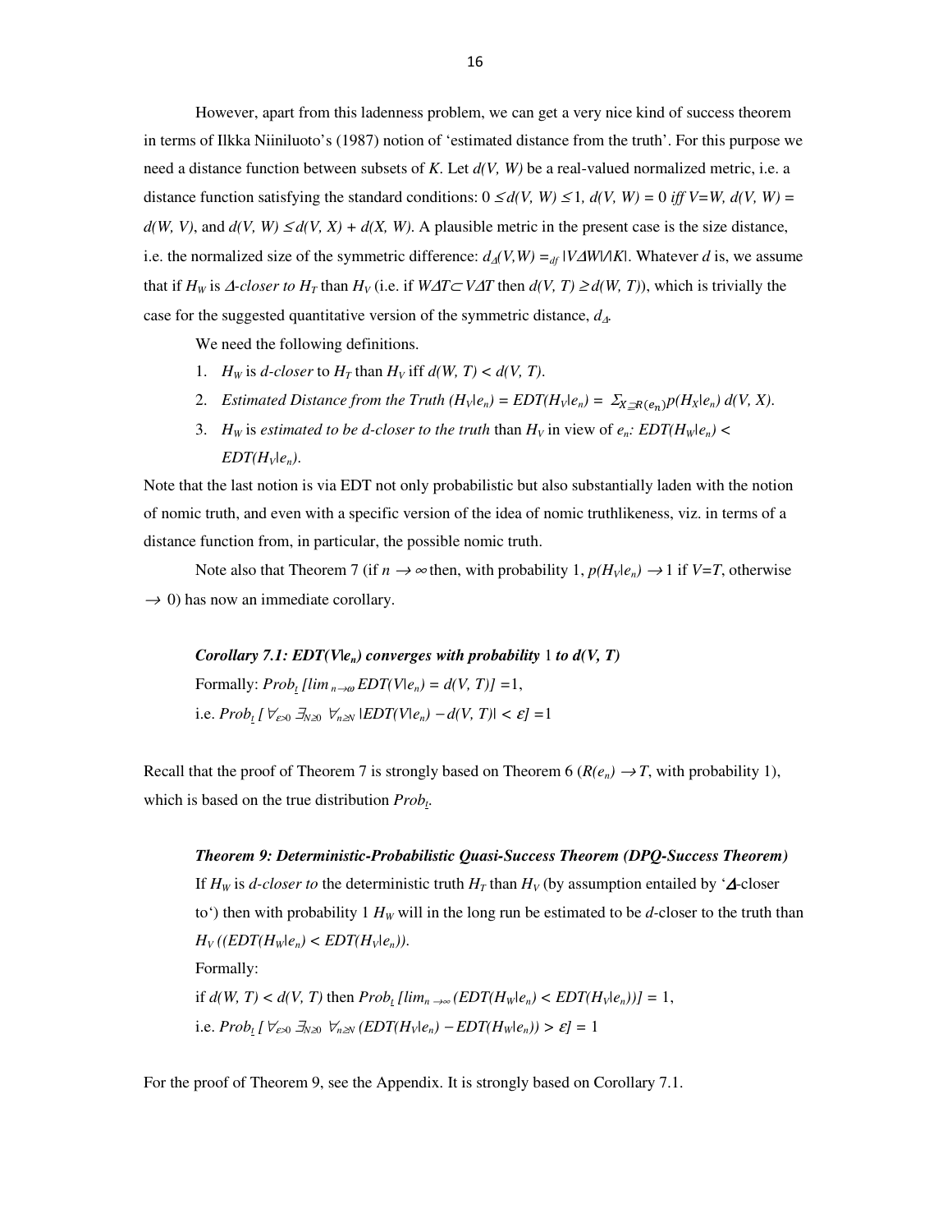However, apart from this ladenness problem, we can get a very nice kind of success theorem in terms of Ilkka Niiniluoto's (1987) notion of 'estimated distance from the truth'. For this purpose we need a distance function between subsets of *K*. Let $d(V, W)$ be a real-valued normalized metric, i.e. a distance function satisfying the standard conditions: $0 \leq d(V, W) \leq 1$, $d(V, W) = 0$ *iff* $V=W$, $d(V, W) = d(W, V)$, and $d(V, W) \leq d(V, X) + d(X, W)$. A plausible metric in the present case is the size distance, i.e. the normalized size of the symmetric difference: $d_{\Delta}(V,W) =_{df} |V\Delta W|/|K|$. Whatever *d* is, we assume that if $H_W$ is *Δ-closer to* $H_T$ than $H_V$ (i.e. if $W\Delta T \subset V\Delta T$ then $d(V, T) \geq d(W, T)$), which is trivially the case for the suggested quantitative version of the symmetric distance, $d_{\Delta}$.

We need the following definitions.

1. $H_W$ is *d-closer* to $H_T$ than $H_V$ iff $d(W, T) < d(V, T)$.
2. *Estimated Distance from the Truth* $(H_V|e_n) = EDT(H_V|e_n) = \Sigma_{X \supseteq R(e_n)} p(H_X|e_n)\, d(V, X)$.
3. $H_W$ is *estimated to be d-closer to the truth* than $H_V$ in view of $e_n$: $EDT(H_W|e_n) < EDT(H_V|e_n)$.

Note that the last notion is via EDT not only probabilistic but also substantially laden with the notion of nomic truth, and even with a specific version of the idea of nomic truthlikeness, viz. in terms of a distance function from, in particular, the possible nomic truth.

Note also that Theorem 7 (if $n \rightarrow \infty$ then, with probability 1, $p(H_V|e_n) \rightarrow 1$ if $V=T$, otherwise $\rightarrow 0$) has now an immediate corollary.

***Corollary 7.1: $EDT(V|e_n)$ converges with probability 1 to $d(V, T)$***

Formally: $Prob_{\underline{t}}\, [\lim_{n \rightarrow \omega} EDT(V|e_n) = d(V, T)] = 1$,

i.e. $Prob_{\underline{t}}\, [\, \forall_{\varepsilon > 0}\; \exists_{N \geq 0}\; \forall_{n \geq N}\; |EDT(V|e_n) - d(V, T)| < \varepsilon] = 1$

Recall that the proof of Theorem 7 is strongly based on Theorem 6 ($R(e_n) \rightarrow T$, with probability 1), which is based on the true distribution $Prob_{\underline{t}}$.

***Theorem 9: Deterministic-Probabilistic Quasi-Success Theorem (DPQ-Success Theorem)***

If $H_W$ is *d-closer to* the deterministic truth $H_T$ than $H_V$ (by assumption entailed by 'Δ-closer to') then with probability 1 $H_W$ will in the long run be estimated to be *d*-closer to the truth than $H_V$ $((EDT(H_W|e_n) < EDT(H_V|e_n))$.

Formally:

if $d(W, T) < d(V, T)$ then $Prob_{\underline{t}}\, [\lim_{n \rightarrow \infty} (EDT(H_W|e_n) < EDT(H_V|e_n))] = 1$,

i.e. $Prob_{\underline{t}}\, [\, \forall_{\varepsilon > 0}\; \exists_{N \geq 0}\; \forall_{n \geq N}\; (EDT(H_V|e_n) - EDT(H_W|e_n)) > \varepsilon] = 1$

For the proof of Theorem 9, see the Appendix. It is strongly based on Corollary 7.1.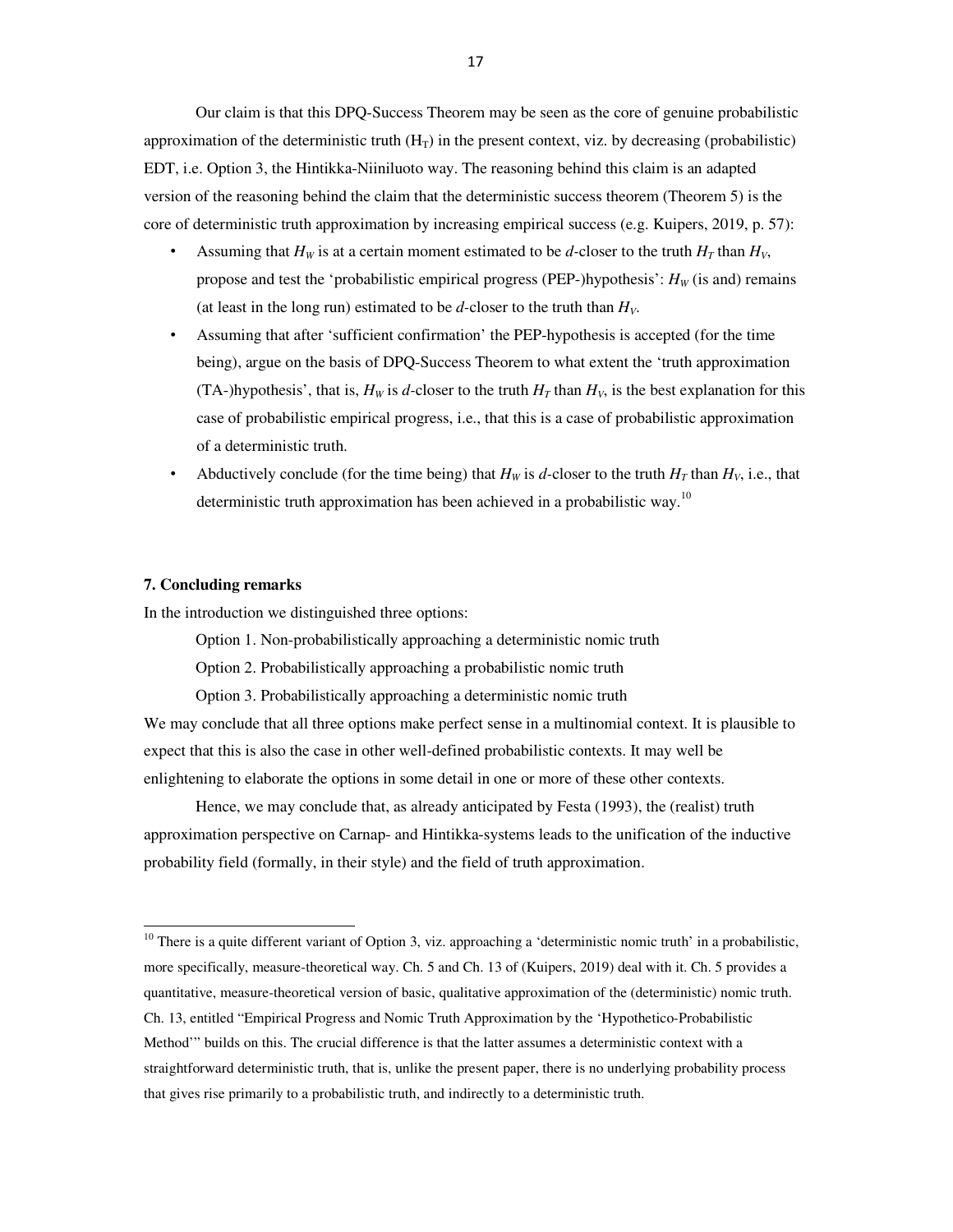Our claim is that this DPQ-Success Theorem may be seen as the core of genuine probabilistic approximation of the deterministic truth ($H_T$) in the present context, viz. by decreasing (probabilistic) EDT, i.e. Option 3, the Hintikka-Niiniluoto way. The reasoning behind this claim is an adapted version of the reasoning behind the claim that the deterministic success theorem (Theorem 5) is the core of deterministic truth approximation by increasing empirical success (e.g. Kuipers, 2019, p. 57):

- Assuming that $H_W$ is at a certain moment estimated to be *d*-closer to the truth $H_T$ than $H_V$, propose and test the 'probabilistic empirical progress (PEP-)hypothesis': $H_W$ (is and) remains (at least in the long run) estimated to be *d*-closer to the truth than $H_V$.
- Assuming that after 'sufficient confirmation' the PEP-hypothesis is accepted (for the time being), argue on the basis of DPQ-Success Theorem to what extent the 'truth approximation (TA-)hypothesis', that is, $H_W$ is *d*-closer to the truth $H_T$ than $H_V$, is the best explanation for this case of probabilistic empirical progress, i.e., that this is a case of probabilistic approximation of a deterministic truth.
- Abductively conclude (for the time being) that $H_W$ is *d*-closer to the truth $H_T$ than $H_V$, i.e., that deterministic truth approximation has been achieved in a probabilistic way.[10]

## 7. Concluding remarks

In the introduction we distinguished three options:

Option 1. Non-probabilistically approaching a deterministic nomic truth

Option 2. Probabilistically approaching a probabilistic nomic truth

Option 3. Probabilistically approaching a deterministic nomic truth

We may conclude that all three options make perfect sense in a multinomial context. It is plausible to expect that this is also the case in other well-defined probabilistic contexts. It may well be enlightening to elaborate the options in some detail in one or more of these other contexts.

Hence, we may conclude that, as already anticipated by Festa (1993), the (realist) truth approximation perspective on Carnap- and Hintikka-systems leads to the unification of the inductive probability field (formally, in their style) and the field of truth approximation.

[10] There is a quite different variant of Option 3, viz. approaching a 'deterministic nomic truth' in a probabilistic, more specifically, measure-theoretical way. Ch. 5 and Ch. 13 of (Kuipers, 2019) deal with it. Ch. 5 provides a quantitative, measure-theoretical version of basic, qualitative approximation of the (deterministic) nomic truth. Ch. 13, entitled "Empirical Progress and Nomic Truth Approximation by the 'Hypothetico-Probabilistic Method'" builds on this. The crucial difference is that the latter assumes a deterministic context with a straightforward deterministic truth, that is, unlike the present paper, there is no underlying probability process that gives rise primarily to a probabilistic truth, and indirectly to a deterministic truth.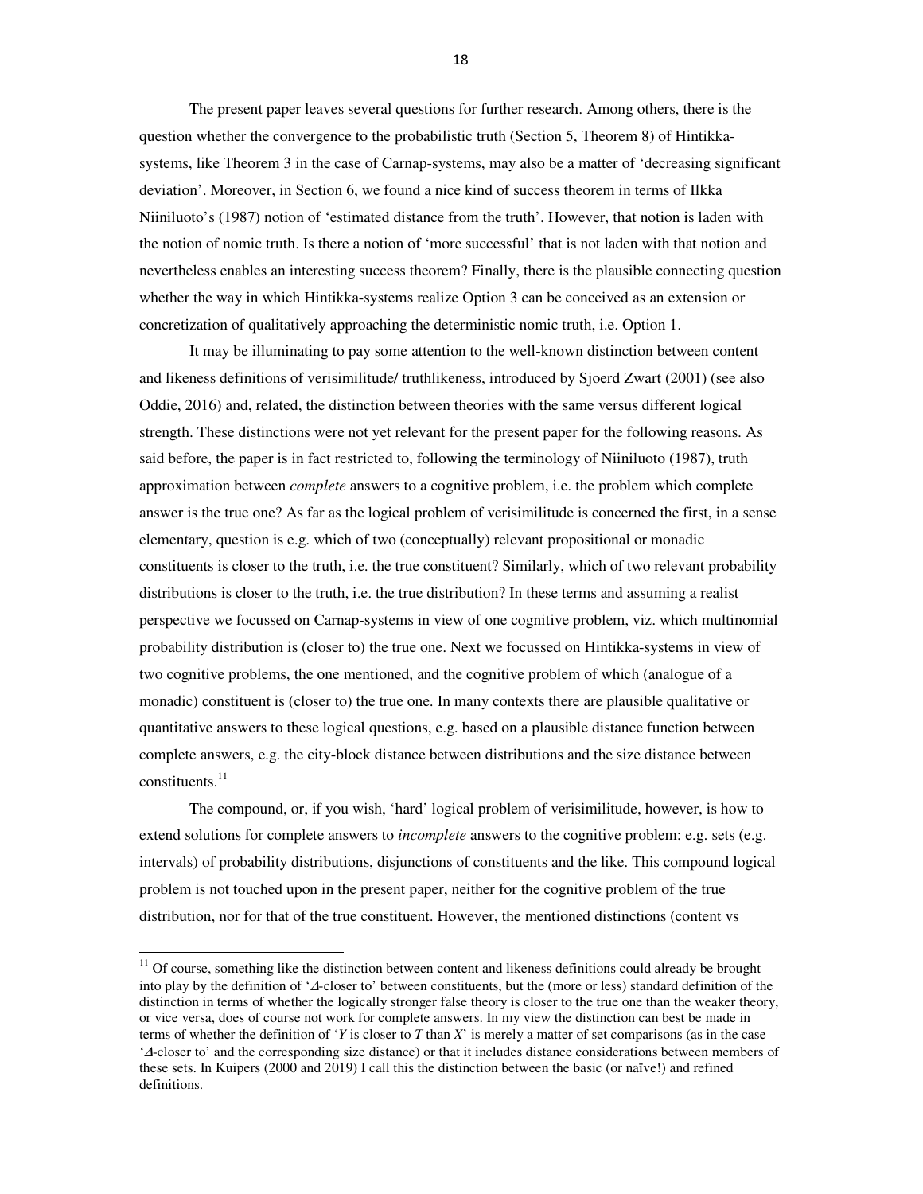The present paper leaves several questions for further research. Among others, there is the question whether the convergence to the probabilistic truth (Section 5, Theorem 8) of Hintikka-systems, like Theorem 3 in the case of Carnap-systems, may also be a matter of 'decreasing significant deviation'. Moreover, in Section 6, we found a nice kind of success theorem in terms of Ilkka Niiniluoto's (1987) notion of 'estimated distance from the truth'. However, that notion is laden with the notion of nomic truth. Is there a notion of 'more successful' that is not laden with that notion and nevertheless enables an interesting success theorem? Finally, there is the plausible connecting question whether the way in which Hintikka-systems realize Option 3 can be conceived as an extension or concretization of qualitatively approaching the deterministic nomic truth, i.e. Option 1.

It may be illuminating to pay some attention to the well-known distinction between content and likeness definitions of verisimilitude/ truthlikeness, introduced by Sjoerd Zwart (2001) (see also Oddie, 2016) and, related, the distinction between theories with the same versus different logical strength. These distinctions were not yet relevant for the present paper for the following reasons. As said before, the paper is in fact restricted to, following the terminology of Niiniluoto (1987), truth approximation between *complete* answers to a cognitive problem, i.e. the problem which complete answer is the true one? As far as the logical problem of verisimilitude is concerned the first, in a sense elementary, question is e.g. which of two (conceptually) relevant propositional or monadic constituents is closer to the truth, i.e. the true constituent? Similarly, which of two relevant probability distributions is closer to the truth, i.e. the true distribution? In these terms and assuming a realist perspective we focussed on Carnap-systems in view of one cognitive problem, viz. which multinomial probability distribution is (closer to) the true one. Next we focussed on Hintikka-systems in view of two cognitive problems, the one mentioned, and the cognitive problem of which (analogue of a monadic) constituent is (closer to) the true one. In many contexts there are plausible qualitative or quantitative answers to these logical questions, e.g. based on a plausible distance function between complete answers, e.g. the city-block distance between distributions and the size distance between constituents.[11]

The compound, or, if you wish, 'hard' logical problem of verisimilitude, however, is how to extend solutions for complete answers to *incomplete* answers to the cognitive problem: e.g. sets (e.g. intervals) of probability distributions, disjunctions of constituents and the like. This compound logical problem is not touched upon in the present paper, neither for the cognitive problem of the true distribution, nor for that of the true constituent. However, the mentioned distinctions (content vs

[11] Of course, something like the distinction between content and likeness definitions could already be brought into play by the definition of '$\Delta$-closer to' between constituents, but the (more or less) standard definition of the distinction in terms of whether the logically stronger false theory is closer to the true one than the weaker theory, or vice versa, does of course not work for complete answers. In my view the distinction can best be made in terms of whether the definition of '*Y* is closer to *T* than *X*' is merely a matter of set comparisons (as in the case '$\Delta$-closer to' and the corresponding size distance) or that it includes distance considerations between members of these sets. In Kuipers (2000 and 2019) I call this the distinction between the basic (or naïve!) and refined definitions.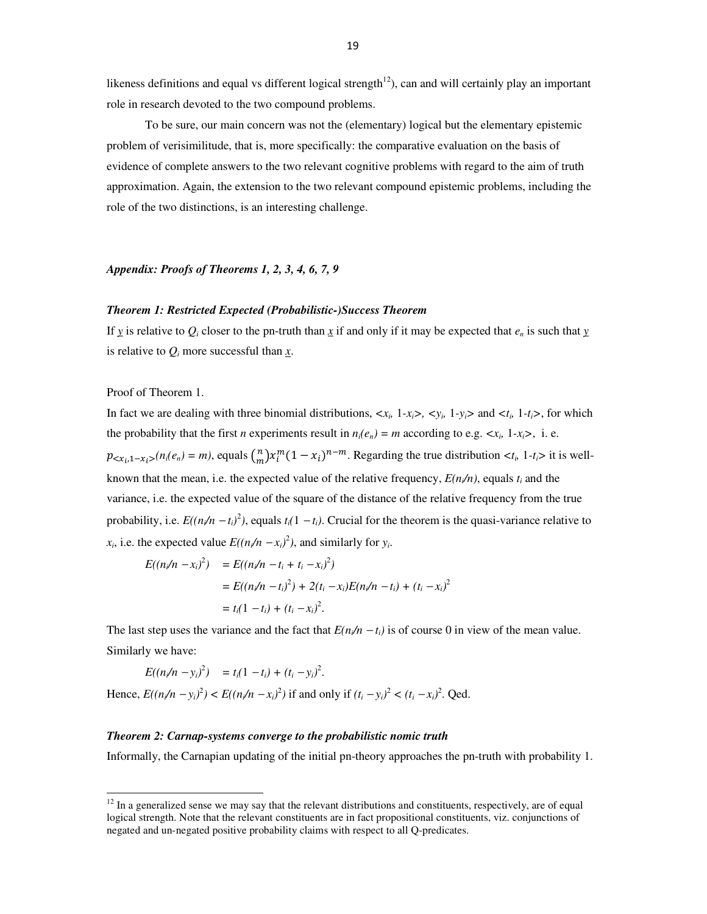likeness definitions and equal vs different logical strength[12]), can and will certainly play an important role in research devoted to the two compound problems.

To be sure, our main concern was not the (elementary) logical but the elementary epistemic problem of verisimilitude, that is, more specifically: the comparative evaluation on the basis of evidence of complete answers to the two relevant cognitive problems with regard to the aim of truth approximation. Again, the extension to the two relevant compound epistemic problems, including the role of the two distinctions, is an interesting challenge.

### *Appendix: Proofs of Theorems 1, 2, 3, 4, 6, 7, 9*

#### *Theorem 1: Restricted Expected (Probabilistic-)Success Theorem*

If $\underline{y}$ is relative to $Q_i$ closer to the pn-truth than $\underline{x}$ if and only if it may be expected that $e_n$ is such that $\underline{y}$ is relative to $Q_i$ more successful than $\underline{x}$.

Proof of Theorem 1.

In fact we are dealing with three binomial distributions, $<x_i, 1\text{-}x_i>$, $<y_i, 1\text{-}y_i>$ and $<t_i, 1\text{-}t_i>$, for which the probability that the first $n$ experiments result in $n_i(e_n) = m$ according to e.g. $<x_i, 1\text{-}x_i>$, i. e. $p_{<x_i,1-x_i>}(n_i(e_n) = m)$, equals $\binom{n}{m}x_i^m(1-x_i)^{n-m}$. Regarding the true distribution $<t_i, 1\text{-}t_i>$ it is well-known that the mean, i.e. the expected value of the relative frequency, $E(n_i/n)$, equals $t_i$ and the variance, i.e. the expected value of the square of the distance of the relative frequency from the true probability, i.e. $E((n_i/n - t_i)^2)$, equals $t_i(1 - t_i)$. Crucial for the theorem is the quasi-variance relative to $x_i$, i.e. the expected value $E((n_i/n - x_i)^2)$, and similarly for $y_i$.

$$
\begin{aligned}
E((n_i/n - x_i)^2) &= E((n_i/n - t_i + t_i - x_i)^2) \\
&= E((n_i/n - t_i)^2) + 2(t_i - x_i)E(n_i/n - t_i) + (t_i - x_i)^2 \\
&= t_i(1 - t_i) + (t_i - x_i)^2.
\end{aligned}
$$

The last step uses the variance and the fact that $E(n_i/n - t_i)$ is of course 0 in view of the mean value. Similarly we have:

$$E((n_i/n - y_i)^2) = t_i(1 - t_i) + (t_i - y_i)^2.$$

Hence, $E((n_i/n - y_i)^2) < E((n_i/n - x_i)^2)$ if and only if $(t_i - y_i)^2 < (t_i - x_i)^2$. Qed.

#### *Theorem 2: Carnap-systems converge to the probabilistic nomic truth*

Informally, the Carnapian updating of the initial pn-theory approaches the pn-truth with probability 1.

[12] In a generalized sense we may say that the relevant distributions and constituents, respectively, are of equal logical strength. Note that the relevant constituents are in fact propositional constituents, viz. conjunctions of negated and un-negated positive probability claims with respect to all Q-predicates.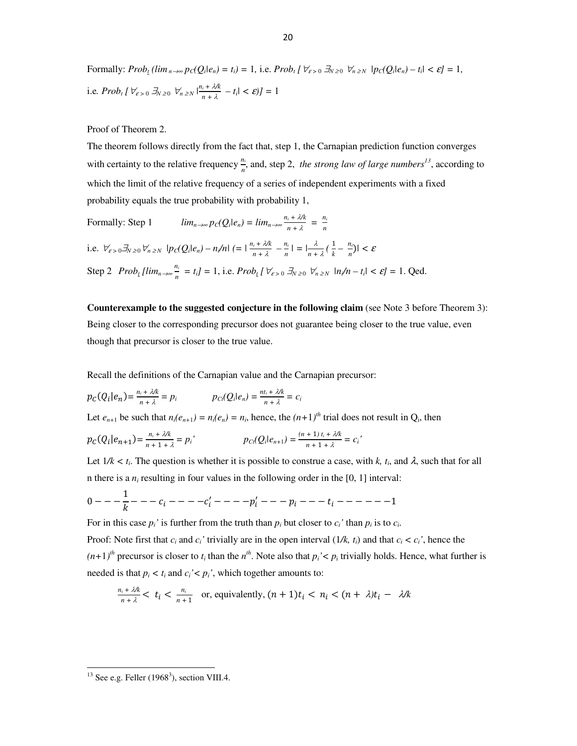Formally: $Prob_{\underline{t}}\ (lim_{n\to\infty}\, p_C(Q_i|e_n) = t_i) = 1$, i.e. $Prob_t\ [\ \forall_{\varepsilon>0}\ \exists_{N\geq 0}\ \ \forall_{n\geq N}\ \ |p_C(Q_i|e_n) - t_i| < \varepsilon] = 1$,

i.e. $Prob_t\ [\ \forall_{\varepsilon>0}\ \exists_{N\geq 0}\ \ \forall_{n\geq N}\ |\frac{n_i + \lambda/k}{n+\lambda} - t_i| < \varepsilon)] = 1$

Proof of Theorem 2.

The theorem follows directly from the fact that, step 1, the Carnapian prediction function converges with certainty to the relative frequency $\frac{n_i}{n}$, and, step 2, *the strong law of large numbers*[13], according to which the limit of the relative frequency of a series of independent experiments with a fixed probability equals the true probability with probability 1,

Formally: Step 1 $\quad lim_{n\to\infty}\, p_C(Q_i|e_n) = lim_{n\to\infty} \frac{n_i + \lambda/k}{n+\lambda} = \frac{n_i}{n}$

i.e. $\forall_{\varepsilon>0}\exists_{N\geq 0}\forall_{n\geq N}\ \ |p_C(Q_i|e_n) - n_i/n|\ (= |\frac{n_i + \lambda/k}{n+\lambda} - \frac{n_i}{n}| = |\frac{\lambda}{n+\lambda}(\frac{1}{k} - \frac{n_i}{n})| < \varepsilon$

Step 2 $\ \ Prob_{\underline{t}}\ [lim_{n\to\infty} \frac{n_i}{n} = t_i] = 1$, i.e. $Prob_{\underline{t}}\ [\ \forall_{\varepsilon>0}\ \exists_{N\geq 0}\ \ \forall_{n\geq N}\ \ |n_i/n - t_i| < \varepsilon] = 1$. Qed.

**Counterexample to the suggested conjecture in the following claim** (see Note 3 before Theorem 3): Being closer to the corresponding precursor does not guarantee being closer to the true value, even though that precursor is closer to the true value.

Recall the definitions of the Carnapian value and the Carnapian precursor:

$p_C(Q_i|e_n) = \frac{n_i + \lambda/k}{n+\lambda} = p_i \qquad p_{Ct}(Q_i|e_n) = \frac{nt_i + \lambda/k}{n+\lambda} = c_i$

Let $e_{n+1}$ be such that $n_i(e_{n+1}) = n_i(e_n) = n_i$, hence, the $(n+1)^{th}$ trial does not result in $Q_i$, then

$p_C(Q_i|e_{n+1}) = \frac{n_i + \lambda/k}{n+1+\lambda} = p_i' \qquad p_{Ct}(Q_i|e_{n+1}) = \frac{(n+1)\,t_i + \lambda/k}{n+1+\lambda} = c_i'$

Let $1/k < t_i$. The question is whether it is possible to construe a case, with $k$, $t_i$, and $\lambda$, such that for all n there is a $n_i$ resulting in four values in the following order in the [0, 1] interval:

$$0 - - - \frac{1}{k} - - - c_i - - - - c_i' - - - - p_i' - - - p_i - - - t_i - - - - - - 1$$

For in this case $p_i'$ is further from the truth than $p_i$ but closer to $c_i'$ than $p_i$ is to $c_i$.

Proof: Note first that $c_i$ and $c_i'$ trivially are in the open interval $(1/k, t_i)$ and that $c_i < c_i'$, hence the $(n+1)^{th}$ precursor is closer to $t_i$ than the $n^{th}$. Note also that $p_i' < p_i$ trivially holds. Hence, what further is needed is that $p_i < t_i$ and $c_i' < p_i'$, which together amounts to:

$$\frac{n_i + \lambda/k}{n+\lambda} < t_i < \frac{n_i}{n+1} \quad \text{or, equivalently, } (n+1)t_i < n_i < (n+\lambda)t_i - \lambda/k$$

[13] See e.g. Feller (1968[3]), section VIII.4.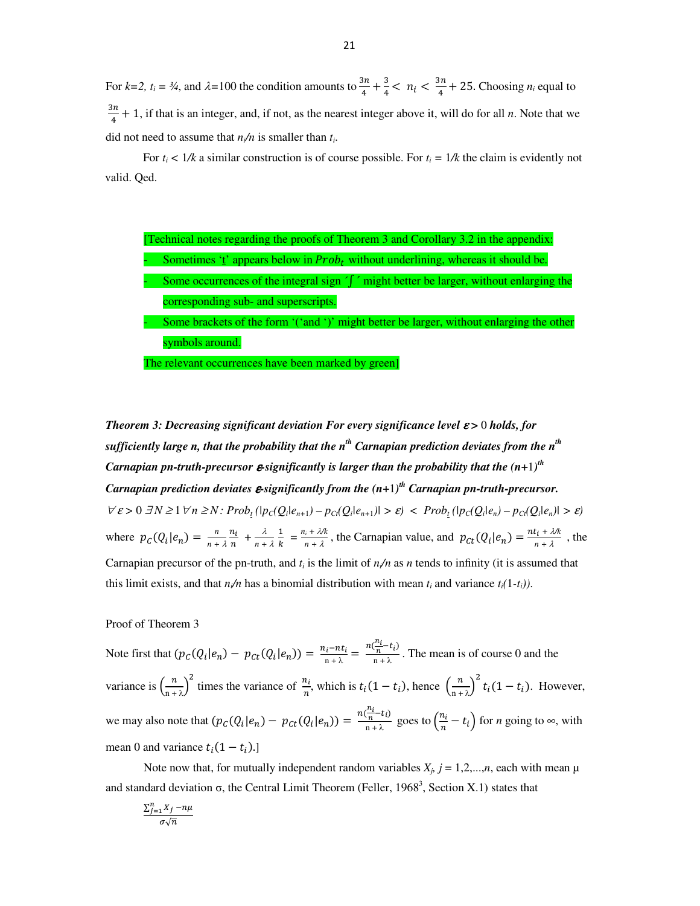For $k=2$, $t_i = ¾$, and $\lambda=100$ the condition amounts to $\frac{3n}{4}+\frac{3}{4} < n_i < \frac{3n}{4}+25$. Choosing $n_i$ equal to $\frac{3n}{4}+1$, if that is an integer, and, if not, as the nearest integer above it, will do for all $n$. Note that we did not need to assume that $n_i/n$ is smaller than $t_i$.

For $t_i < 1/k$ a similar construction is of course possible. For $t_i = 1/k$ the claim is evidently not valid. Qed.

[Technical notes regarding the proofs of Theorem 3 and Corollary 3.2 in the appendix:

- Sometimes '$\underline{t}$' appears below in $Prob_t$ without underlining, whereas it should be.
- Some occurrences of the integral sign '$\int$' might better be larger, without enlarging the corresponding sub- and superscripts.
- Some brackets of the form '(' and ')' might better be larger, without enlarging the other symbols around.

The relevant occurrences have been marked by green]

***Theorem 3: Decreasing significant deviation For every significance level $\varepsilon > 0$ holds, for sufficiently large n, that the probability that the $n^{th}$ Carnapian prediction deviates from the $n^{th}$ Carnapian pn-truth-precursor $\varepsilon$-significantly is larger than the probability that the $(n+1)^{th}$ Carnapian prediction deviates $\varepsilon$-significantly from the $(n+1)^{th}$ Carnapian pn-truth-precursor.***

$\forall \varepsilon > 0\ \exists N \geq 1\ \forall n \geq N$: $Prob_{\underline{t}}\,(|p_C(Q_i|e_{n+1}) - p_{Ct}(Q_i|e_{n+1})| > \varepsilon) \ < \ Prob_{\underline{t}}\,(|p_C(Q_i|e_n) - p_{Ct}(Q_i|e_n)| > \varepsilon)$

where $p_C(Q_i|e_n) = \frac{n}{n+\lambda}\frac{n_i}{n} + \frac{\lambda}{n+\lambda}\frac{1}{k} = \frac{n_i+\lambda/k}{n+\lambda}$, the Carnapian value, and $p_{Ct}(Q_i|e_n) = \frac{nt_i+\lambda/k}{n+\lambda}$, the Carnapian precursor of the pn-truth, and $t_i$ is the limit of $n_i/n$ as $n$ tends to infinity (it is assumed that this limit exists, and that $n_i/n$ has a binomial distribution with mean $t_i$ and variance $t_i(1\text{-}t_i)$).

Proof of Theorem 3

Note first that $(p_C(Q_i|e_n) - p_{Ct}(Q_i|e_n)) = \frac{n_i - nt_i}{n+\lambda} = \frac{n(\frac{n_i}{n}-t_i)}{n+\lambda}$. The mean is of course 0 and the variance is $\left(\frac{n}{n+\lambda}\right)^2$ times the variance of $\frac{n_i}{n}$, which is $t_i(1-t_i)$, hence $\left(\frac{n}{n+\lambda}\right)^2 t_i(1-t_i)$. However, we may also note that $(p_C(Q_i|e_n) - p_{Ct}(Q_i|e_n)) = \frac{n(\frac{n_i}{n}-t_i)}{n+\lambda}$ goes to $\left(\frac{n_i}{n}-t_i\right)$ for $n$ going to $\infty$, with mean 0 and variance $t_i(1-t_i)$.]

Note now that, for mutually independent random variables $X_j$, $j = 1,2,\ldots,n$, each with mean $\mu$ and standard deviation $\sigma$, the Central Limit Theorem (Feller, 1968[3], Section X.1) states that

$$\frac{\sum_{j=1}^{n} X_j - n\mu}{\sigma\sqrt{n}}$$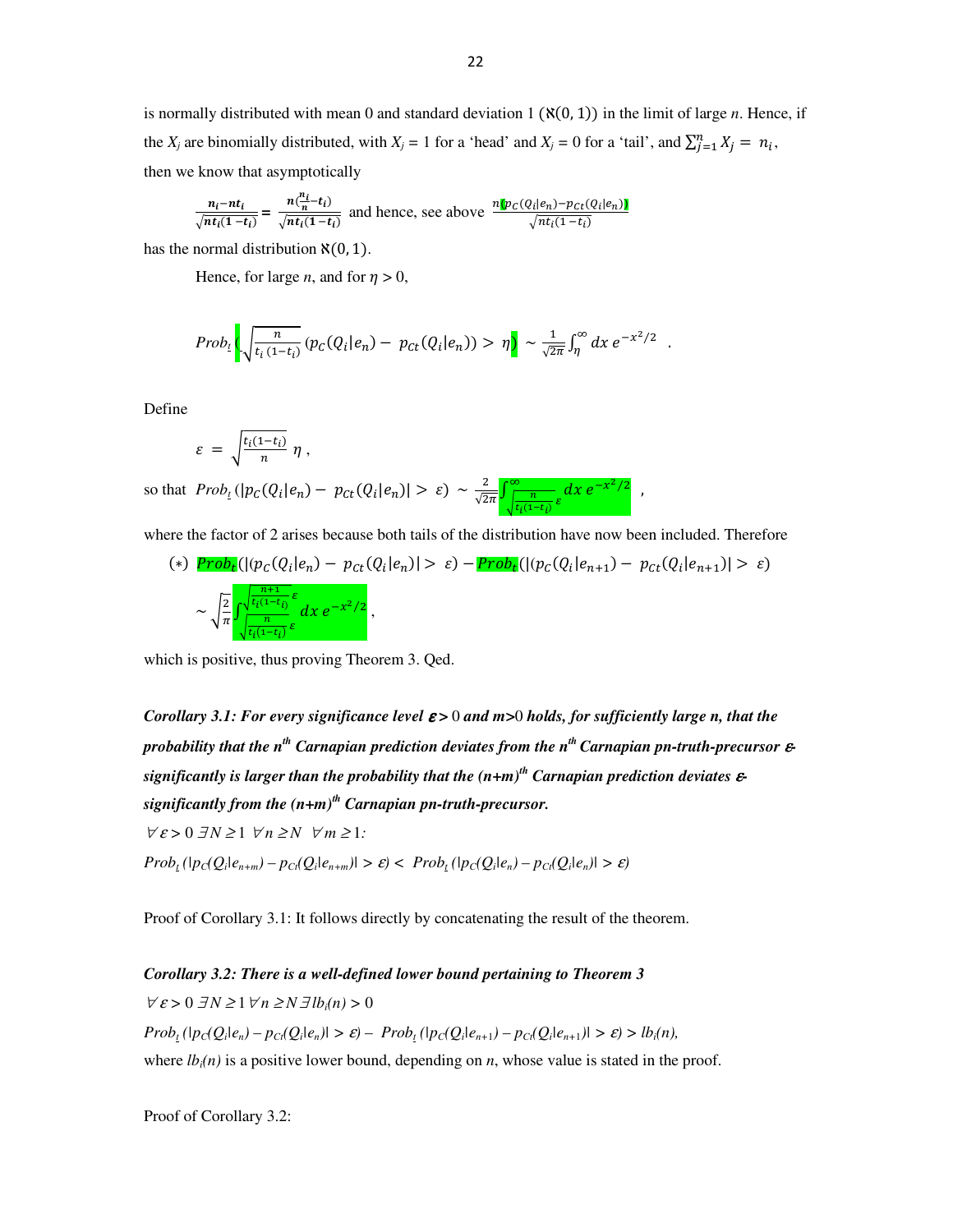is normally distributed with mean 0 and standard deviation 1 ($\aleph(0, 1)$) in the limit of large $n$. Hence, if the $X_j$ are binomially distributed, with $X_j = 1$ for a 'head' and $X_j = 0$ for a 'tail', and $\sum_{j=1}^{n} X_j = n_i$, then we know that asymptotically

$$\frac{n_i - nt_i}{\sqrt{nt_i(1-t_i)}} = \frac{n(\frac{n_i}{n} - t_i)}{\sqrt{nt_i(1-t_i)}} \text{ and hence, see above } \frac{n(p_C(Q_i|e_n) - p_{Ct}(Q_i|e_n))}{\sqrt{nt_i(1-t_i)}}$$

has the normal distribution $\aleph(0, 1)$.

Hence, for large $n$, and for $\eta > 0$,

$$Prob_{\underline{t}}\left(\sqrt{\frac{n}{t_i\,(1-t_i)}}\,(p_C(Q_i|e_n) - p_{Ct}(Q_i|e_n)) > \eta\right) \sim \frac{1}{\sqrt{2\pi}}\int_{\eta}^{\infty} dx\, e^{-x^2/2} \quad .$$

Define

$$\varepsilon = \sqrt{\frac{t_i(1-t_i)}{n}}\,\eta\,,$$

so that $Prob_{\underline{t}}(|p_C(Q_i|e_n) - p_{Ct}(Q_i|e_n)| > \varepsilon) \sim \frac{2}{\sqrt{2\pi}}\int_{\sqrt{\frac{n}{t_i(1-t_i)}}\,\varepsilon}^{\infty} dx\, e^{-x^2/2}$ ,

where the factor of 2 arises because both tails of the distribution have now been included. Therefore

$$(*)\;\; Prob_t(|(p_C(Q_i|e_n) - p_{Ct}(Q_i|e_n)| > \varepsilon) - Prob_t(|(p_C(Q_i|e_{n+1}) - p_{Ct}(Q_i|e_{n+1})| > \varepsilon)$$

$$\sim \sqrt{\frac{2}{\pi}}\int_{\sqrt{\frac{n}{t_i(1-t_i)}}\,\varepsilon}^{\sqrt{\frac{n+1}{t_i(1-t_i)}}\,\varepsilon} dx\, e^{-x^2/2}\,,$$

which is positive, thus proving Theorem 3. Qed.

***Corollary 3.1: For every significance level $\varepsilon > 0$ and m>0 holds, for sufficiently large n, that the probability that the $n^{th}$ Carnapian prediction deviates from the $n^{th}$ Carnapian pn-truth-precursor $\varepsilon$-significantly is larger than the probability that the $(n+m)^{th}$ Carnapian prediction deviates $\varepsilon$-significantly from the $(n+m)^{th}$ Carnapian pn-truth-precursor.***

$\forall \varepsilon > 0\; \exists N \geq 1\; \forall n \geq N\; \forall m \geq 1$:

$Prob_{\underline{t}}(|p_C(Q_i|e_{n+m}) - p_{Ct}(Q_i|e_{n+m})| > \varepsilon) < Prob_{\underline{t}}(|p_C(Q_i|e_n) - p_{Ct}(Q_i|e_n)| > \varepsilon)$

Proof of Corollary 3.1: It follows directly by concatenating the result of the theorem.

***Corollary 3.2: There is a well-defined lower bound pertaining to Theorem 3***

$\forall \varepsilon > 0\; \exists N \geq 1\; \forall n \geq N\; \exists lb_i(n) > 0$

$Prob_{\underline{t}}(|p_C(Q_i|e_n) - p_{Ct}(Q_i|e_n)| > \varepsilon) - Prob_{\underline{t}}(|p_C(Q_i|e_{n+1}) - p_{Ct}(Q_i|e_{n+1})| > \varepsilon) > lb_i(n)$,

where $lb_i(n)$ is a positive lower bound, depending on $n$, whose value is stated in the proof.

Proof of Corollary 3.2: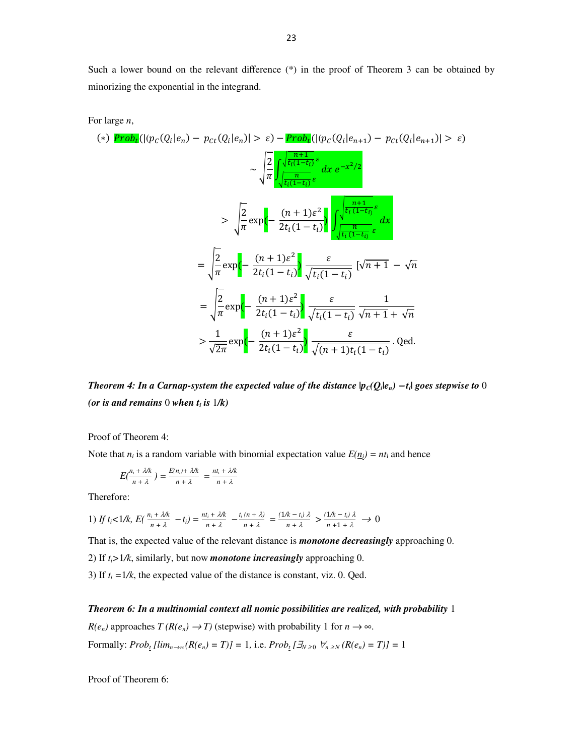Such a lower bound on the relevant difference (*) in the proof of Theorem 3 can be obtained by minorizing the exponential in the integrand.

For large $n$,

$$(*)\ Prob_t(|(p_C(Q_i|e_n) - p_{Ct}(Q_i|e_n)| > \varepsilon) - Prob_t(|(p_C(Q_i|e_{n+1}) - p_{Ct}(Q_i|e_{n+1})| > \varepsilon)$$

$$\sim \sqrt{\frac{2}{\pi}} \int_{\sqrt{\frac{n}{t_i(1-t_i)}}\varepsilon}^{\sqrt{\frac{n+1}{t_i(1-t_i)}}\varepsilon} dx\, e^{-x^2/2}$$

$$> \sqrt{\frac{2}{\pi}} \exp\left(-\frac{(n+1)\varepsilon^2}{2t_i(1-t_i)}\right) \int_{\sqrt{\frac{n}{t_i(1-t_i)}}\varepsilon}^{\sqrt{\frac{n+1}{t_i(1-t_i)}}\varepsilon} dx$$

$$= \sqrt{\frac{2}{\pi}} \exp\left(-\frac{(n+1)\varepsilon^2}{2t_i(1-t_i)}\right) \frac{\varepsilon}{\sqrt{t_i(1-t_i)}} [\sqrt{n+1} - \sqrt{n}$$

$$= \sqrt{\frac{2}{\pi}} \exp\left(-\frac{(n+1)\varepsilon^2}{2t_i(1-t_i)}\right) \frac{\varepsilon}{\sqrt{t_i(1-t_i)}} \frac{1}{\sqrt{n+1} + \sqrt{n}}$$

$$> \frac{1}{\sqrt{2\pi}} \exp\left(-\frac{(n+1)\varepsilon^2}{2t_i(1-t_i)}\right) \frac{\varepsilon}{\sqrt{(n+1)t_i(1-t_i)}} \text{. Qed.}$$

***Theorem 4: In a Carnap-system the expected value of the distance $|p_C(Q_i|e_n) - t_i|$ goes stepwise to*** 0 ***(or is and remains*** 0 ***when $t_i$ is*** $1/k$***)***

Proof of Theorem 4:

Note that $n_i$ is a random variable with binomial expectation value $E(\underline{n_i}) = nt_i$ and hence

$$E\left(\frac{n_i + \lambda/k}{n+\lambda}\right) = \frac{E(n_i) + \lambda/k}{n+\lambda} = \frac{nt_i + \lambda/k}{n+\lambda}$$

Therefore:

1) *If* $t_i < 1/k$, $E\left(\frac{n_i + \lambda/k}{n+\lambda} - t_i\right) = \frac{nt_i + \lambda/k}{n+\lambda} - \frac{t_i(n+\lambda)}{n+\lambda} = \frac{(1/k - t_i)\lambda}{n+\lambda} > \frac{(1/k - t_i)\lambda}{n+1+\lambda} \to 0$

That is, the expected value of the relevant distance is ***monotone decreasingly*** approaching 0.

2) If $t_i > 1/k$, similarly, but now ***monotone increasingly*** approaching 0.

3) If $t_i = 1/k$, the expected value of the distance is constant, viz. 0. Qed.

***Theorem 6: In a multinomial context all nomic possibilities are realized, with probability*** 1

$R(e_n)$ approaches $T$ $(R(e_n) \to T)$ (stepwise) with probability 1 for $n \to \infty$.

Formally: $Prob_{\underline{t}}\,[lim_{n\to\infty}(R(e_n) = T)] = 1$, i.e. $Prob_{\underline{t}}\,[\exists_{N\geq 0}\ \forall_{n\geq N}\,(R(e_n) = T)] = 1$

Proof of Theorem 6: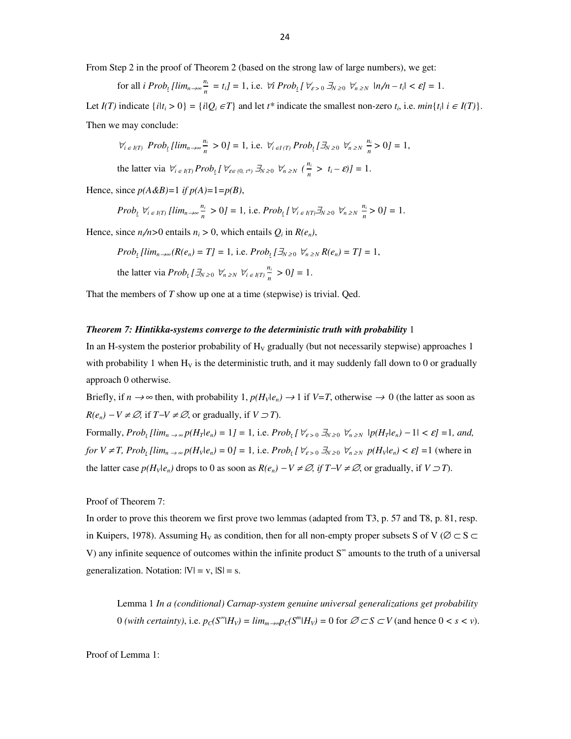From Step 2 in the proof of Theorem 2 (based on the strong law of large numbers), we get:

$$\text{for all } i \; Prob_{\underline{t}} \, [lim_{n\to\infty} \tfrac{n_i}{n} = t_i] = 1, \text{ i.e. } \forall i \; Prob_{\underline{t}} \, [\forall_{\varepsilon>0} \; \exists_{N\geq 0} \; \forall_{n\geq N} \; |n_i/n - t_i| < \varepsilon] = 1.$$

Let $I(T)$ indicate $\{i|t_i > 0\} = \{i|Q_i \in T\}$ and let $t^*$ indicate the smallest non-zero $t_i$, i.e. $min\{t_i| \; i \in I(T)\}$. Then we may conclude:

$$\forall_{i \in I(T)} \; Prob_{\underline{t}} \, [lim_{n\to\infty} \tfrac{n_i}{n} > 0] = 1, \text{ i.e. } \forall_{i \in I(T)} \, Prob_{\underline{t}} \, [\exists_{N\geq 0} \; \forall_{n\geq N} \; \tfrac{n_i}{n} > 0] = 1,$$

$$\text{the latter via } \forall_{i \in I(T)} \, Prob_{\underline{t}} \, [\, \forall_{\varepsilon \in (0,\, t^*)} \; \exists_{N\geq 0} \; \forall_{n\geq N} \; (\tfrac{n_i}{n} > \; t_i - \varepsilon)] = 1.$$

Hence, since $p(A\&B)=1$ *if* $p(A)=1=p(B)$,

$$Prob_{\underline{t}} \; \forall_{i \in I(T)} \, [lim_{n\to\infty} \tfrac{n_i}{n} > 0] = 1, \text{ i.e. } Prob_{\underline{t}} \, [\, \forall_{i \in I(T)} \exists_{N\geq 0} \; \forall_{n\geq N} \; \tfrac{n_i}{n} > 0] = 1.$$

Hence, since $n_i/n>0$ entails $n_i > 0$, which entails $Q_i$ in $R(e_n)$,

$$Prob_{\underline{t}} \, [lim_{n\to\infty}(R(e_n) = T] = 1, \text{ i.e. } Prob_{\underline{t}} \, [\exists_{N\geq 0} \; \forall_{n\geq N} \, R(e_n) = T] = 1,$$

$$\text{the latter via } Prob_{\underline{t}} \, [\exists_{N\geq 0} \; \forall_{n\geq N} \; \forall_{i \in I(T)} \tfrac{n_i}{n} > 0] = 1.$$

That the members of $T$ show up one at a time (stepwise) is trivial. Qed.

***Theorem 7: Hintikka-systems converge to the deterministic truth with probability*** 1

In an H-system the posterior probability of $H_V$ gradually (but not necessarily stepwise) approaches 1 with probability 1 when $H_V$ is the deterministic truth, and it may suddenly fall down to 0 or gradually approach 0 otherwise.

Briefly, if $n \to \infty$ then, with probability 1, $p(H_V|e_n) \to 1$ if $V=T$, otherwise $\to$ 0 (the latter as soon as $R(e_n) - V \neq \varnothing$, if $T-V \neq \varnothing$, or gradually, if $V \supset T$).

Formally, $Prob_{\underline{t}} \, [lim_{n\to\infty} \, p(H_T|e_n) = 1] = 1$, i.e. $Prob_{\underline{t}} \, [\, \forall_{\varepsilon>0} \; \exists_{N\geq 0} \; \forall_{n\geq N} \; |p(H_T|e_n) - 1| < \varepsilon] = 1$, *and, for* $V \neq T$, $Prob_{\underline{t}} \, [lim_{n\to\infty} \, p(H_V|e_n) = 0] = 1$, i.e. $Prob_{\underline{t}} \, [\, \forall_{\varepsilon>0} \; \exists_{N\geq 0} \; \forall_{n\geq N} \; p(H_V|e_n) < \varepsilon] = 1$ (where in the latter case $p(H_V|e_n)$ drops to 0 as soon as $R(e_n) - V \neq \varnothing$, *if* $T-V \neq \varnothing$, or gradually, if $V \supset T$).

Proof of Theorem 7:

In order to prove this theorem we first prove two lemmas (adapted from T3, p. 57 and T8, p. 81, resp. in Kuipers, 1978). Assuming $H_V$ as condition, then for all non-empty proper subsets S of V ($\varnothing \subset S \subset V$) any infinite sequence of outcomes within the infinite product $S^\infty$ amounts to the truth of a universal generalization. Notation: $|V| = v$, $|S| = s$.

> Lemma 1 *In a (conditional) Carnap-system genuine universal generalizations get probability* 0 *(with certainty)*, i.e. $p_C(S^\infty|H_V) = lim_{m\to\infty} p_C(S^m|H_V) = 0$ for $\varnothing \subset S \subset V$ (and hence $0 < s < v$).

Proof of Lemma 1: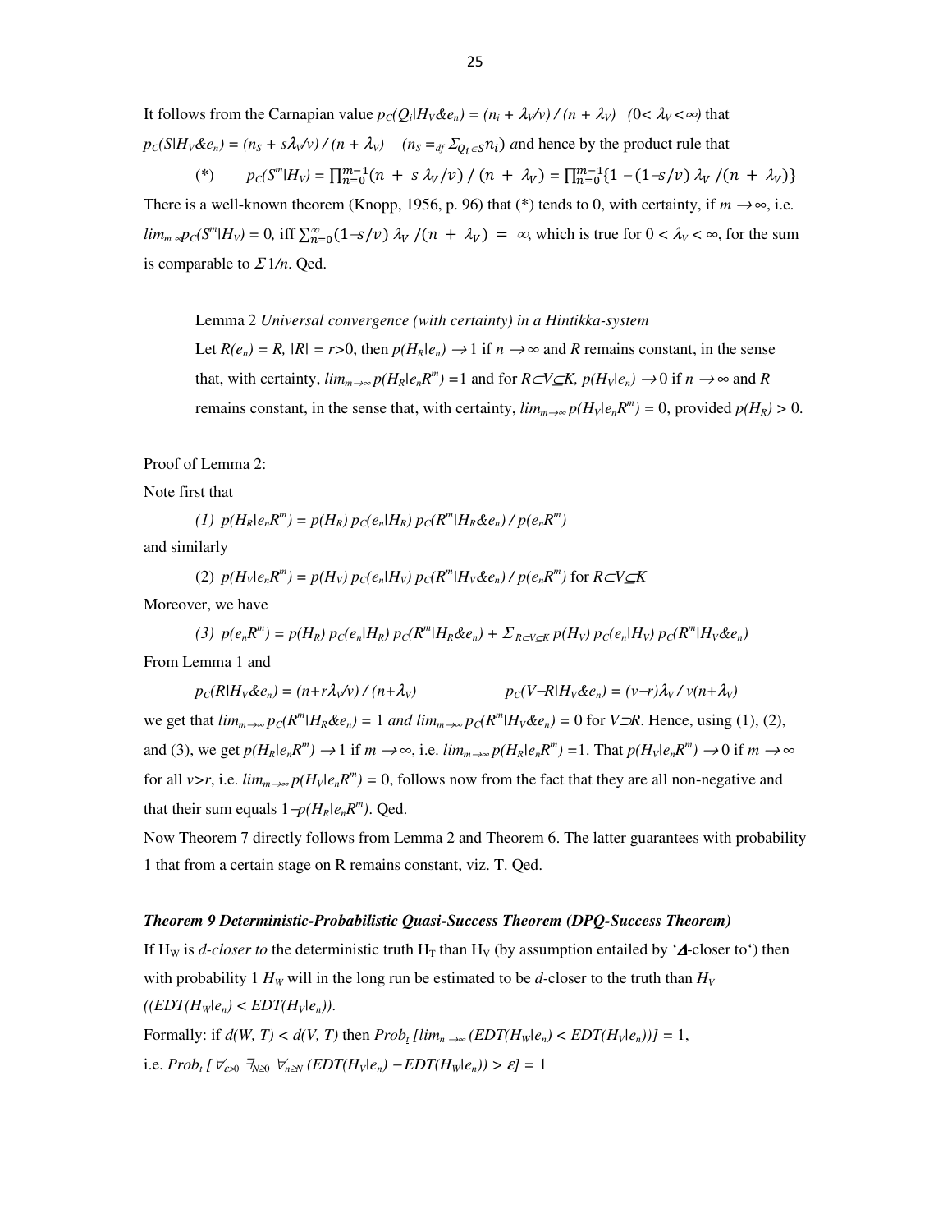It follows from the Carnapian value $p_C(Q_i|H_V\&e_n) = (n_i + \lambda_V/v) / (n + \lambda_V)$ $(0< \lambda_V <\infty)$ that $p_C(S|H_V\&e_n) = (n_S + s\lambda_V/v) / (n + \lambda_V)$ $(n_S =_{df} \Sigma_{Q_i \in S} n_i)$ and hence by the product rule that

$$(*) \qquad p_C(S^m|H_V) = \prod_{n=0}^{m-1}(n + s\,\lambda_V/v) / (n + \lambda_V) = \prod_{n=0}^{m-1}\{1 - (1-s/v)\,\lambda_V / (n + \lambda_V)\}$$

There is a well-known theorem (Knopp, 1956, p. 96) that (*) tends to 0, with certainty, if $m \to \infty$, i.e. $lim_{m\to\infty} p_C(S^m|H_V) = 0$, iff $\sum_{n=0}^{\infty}(1-s/v)\,\lambda_V / (n + \lambda_V) = \infty$, which is true for $0 < \lambda_V < \infty$, for the sum is comparable to $\Sigma 1/n$. Qed.

> Lemma 2 *Universal convergence (with certainty) in a Hintikka-system*
>
> Let $R(e_n) = R$, $|R| = r>0$, then $p(H_R|e_n) \to 1$ if $n \to \infty$ and $R$ remains constant, in the sense that, with certainty, $lim_{m\to\infty}\, p(H_R|e_nR^m) =1$ and for $R\subset V\subseteq K$, $p(H_V|e_n) \to 0$ if $n \to \infty$ and $R$ remains constant, in the sense that, with certainty, $lim_{m\to\infty}\, p(H_V|e_nR^m) = 0$, provided $p(H_R) > 0$.

Proof of Lemma 2:

Note first that

$$(1)\ \ p(H_R|e_nR^m) = p(H_R)\, p_C(e_n|H_R)\, p_C(R^m|H_R\&e_n) / p(e_nR^m)$$

and similarly

$$(2)\ \ p(H_V|e_nR^m) = p(H_V)\, p_C(e_n|H_V)\, p_C(R^m|H_V\&e_n) / p(e_nR^m) \text{ for } R\subset V\subseteq K$$

Moreover, we have

$$(3)\ \ p(e_nR^m) = p(H_R)\, p_C(e_n|H_R)\, p_C(R^m|H_R\&e_n) + \Sigma_{R\subset V\subseteq K}\, p(H_V)\, p_C(e_n|H_V)\, p_C(R^m|H_V\&e_n)$$

From Lemma 1 and

$$p_C(R|H_V\&e_n) = (n+r\lambda_V/v) / (n+\lambda_V) \qquad\qquad p_C(V\text{–}R|H_V\&e_n) = (v-r)\lambda_V / v(n+\lambda_V)$$

we get that $lim_{m\to\infty}\, p_C(R^m|H_R\&e_n) = 1$ *and* $lim_{m\to\infty}\, p_C(R^m|H_V\&e_n) = 0$ for $V\supset R$. Hence, using (1), (2), and (3), we get $p(H_R|e_nR^m) \to 1$ if $m \to \infty$, i.e. $lim_{m\to\infty}\, p(H_R|e_nR^m) =1$. That $p(H_V|e_nR^m) \to 0$ if $m \to \infty$ for all $v>r$, i.e. $lim_{m\to\infty}\, p(H_V|e_nR^m) = 0$, follows now from the fact that they are all non-negative and that their sum equals $1-p(H_R|e_nR^m)$. Qed.

Now Theorem 7 directly follows from Lemma 2 and Theorem 6. The latter guarantees with probability 1 that from a certain stage on R remains constant, viz. T. Qed.

***Theorem 9 Deterministic-Probabilistic Quasi-Success Theorem (DPQ-Success Theorem)***

If $H_W$ is *d-closer to* the deterministic truth $H_T$ than $H_V$ (by assumption entailed by '$\Delta$-closer to') then with probability 1 $H_W$ will in the long run be estimated to be *d*-closer to the truth than $H_V$ $((EDT(H_W|e_n) < EDT(H_V|e_n))$.

Formally: if $d(W, T) < d(V, T)$ then $Prob_t\, [lim_{n\to\infty}\, (EDT(H_W|e_n) < EDT(H_V|e_n))] = 1$,

i.e. $Prob_t\, [\,\forall_{\varepsilon>0}\, \exists_{N\geq 0}\, \forall_{n\geq N}\, (EDT(H_V|e_n) - EDT(H_W|e_n)) > \varepsilon] = 1$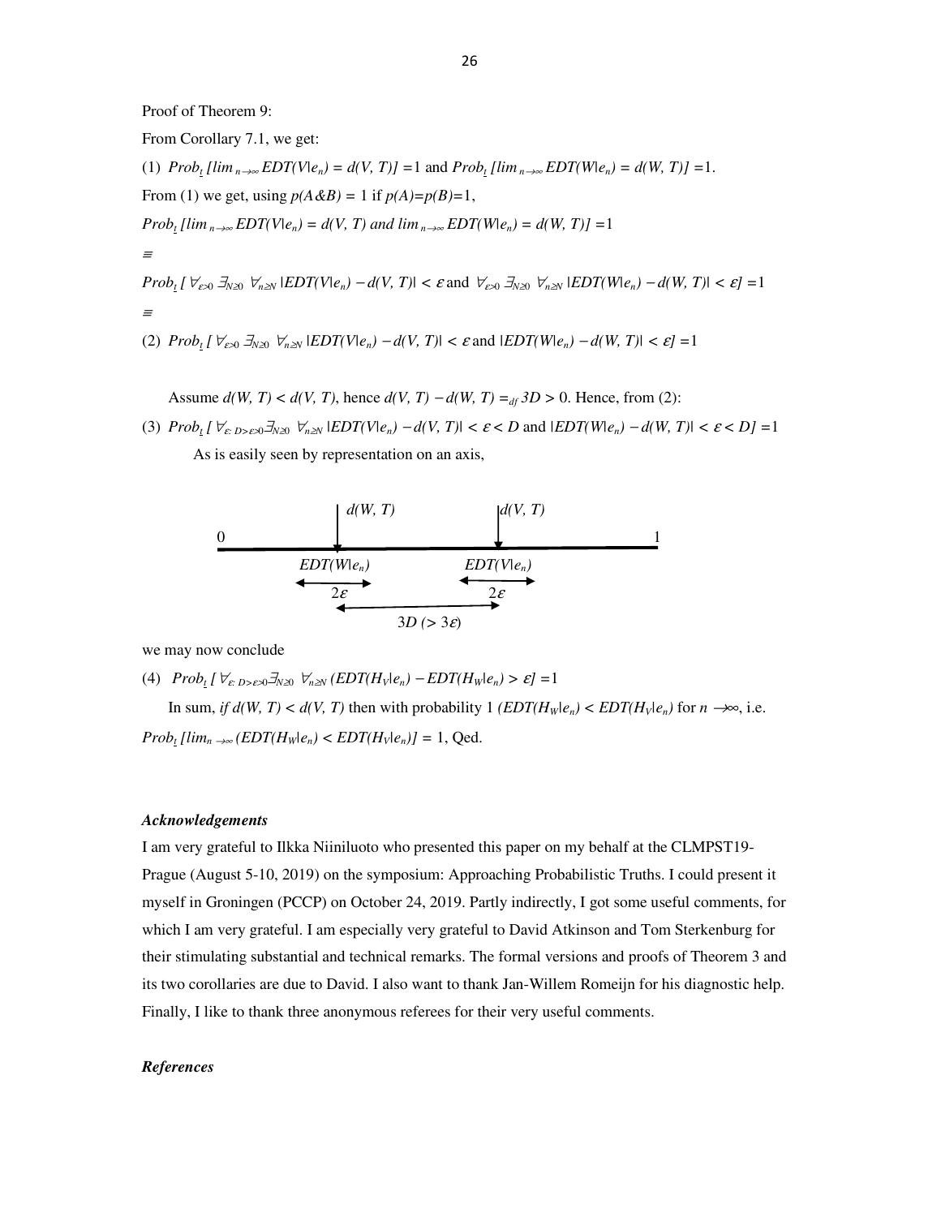Proof of Theorem 9:

From Corollary 7.1, we get:

(1) $Prob_{\underline{t}}\ [lim_{n\to\infty} EDT(V|e_n) = d(V, T)] = 1$ and $Prob_{\underline{t}}\ [lim_{n\to\infty} EDT(W|e_n) = d(W, T)] = 1$.

From (1) we get, using $p(A\&B) = 1$ if $p(A)=p(B)=1$,

$Prob_{\underline{t}}\ [lim_{n\to\infty} EDT(V|e_n) = d(V, T)$ and $lim_{n\to\infty} EDT(W|e_n) = d(W, T)] = 1$

$\equiv$

$Prob_{\underline{t}}\ [\ \forall_{\varepsilon>0}\ \exists_{N\geq 0}\ \forall_{n\geq N}\ |EDT(V|e_n) - d(V, T)| < \varepsilon$ and $\forall_{\varepsilon>0}\ \exists_{N\geq 0}\ \forall_{n\geq N}\ |EDT(W|e_n) - d(W, T)| < \varepsilon] = 1$

$\equiv$

(2) $Prob_{\underline{t}}\ [\ \forall_{\varepsilon>0}\ \exists_{N\geq 0}\ \forall_{n\geq N}\ |EDT(V|e_n) - d(V, T)| < \varepsilon$ and $|EDT(W|e_n) - d(W, T)| < \varepsilon] = 1$

Assume $d(W, T) < d(V, T)$, hence $d(V, T) - d(W, T) =_{df} 3D > 0$. Hence, from (2):

(3) $Prob_{\underline{t}}\ [\ \forall_{\varepsilon:\ D>\varepsilon>0} \exists_{N\geq 0}\ \forall_{n\geq N}\ |EDT(V|e_n) - d(V, T)| < \varepsilon < D$ and $|EDT(W|e_n) - d(W, T)| < \varepsilon < D] = 1$

As is easily seen by representation on an axis,

```
                 d(W, T)                    d(V, T)
 0                  |                          |                       1
 ___________________v__________________________v_______________________
              EDT(W|e_n)                 EDT(V|e_n)
               <------->                 <------->
                  2ε                        2ε
                    <-------------------------->
                              3D (> 3ε)
```

we may now conclude

(4) $Prob_{\underline{t}}\ [\ \forall_{\varepsilon:\ D>\varepsilon>0} \exists_{N\geq 0}\ \forall_{n\geq N}\ (EDT(H_V|e_n) - EDT(H_W|e_n) > \varepsilon] = 1$

In sum, *if* $d(W, T) < d(V, T)$ then with probability 1 $(EDT(H_W|e_n) < EDT(H_V|e_n)$ for $n \to\infty$, i.e. $Prob_{\underline{t}}\ [lim_{n\to\infty} (EDT(H_W|e_n) < EDT(H_V|e_n))] = 1$, Qed.

### *Acknowledgements*

I am very grateful to Ilkka Niiniluoto who presented this paper on my behalf at the CLMPST19-Prague (August 5-10, 2019) on the symposium: Approaching Probabilistic Truths. I could present it myself in Groningen (PCCP) on October 24, 2019. Partly indirectly, I got some useful comments, for which I am very grateful. I am especially very grateful to David Atkinson and Tom Sterkenburg for their stimulating substantial and technical remarks. The formal versions and proofs of Theorem 3 and its two corollaries are due to David. I also want to thank Jan-Willem Romeijn for his diagnostic help. Finally, I like to thank three anonymous referees for their very useful comments.

### *References*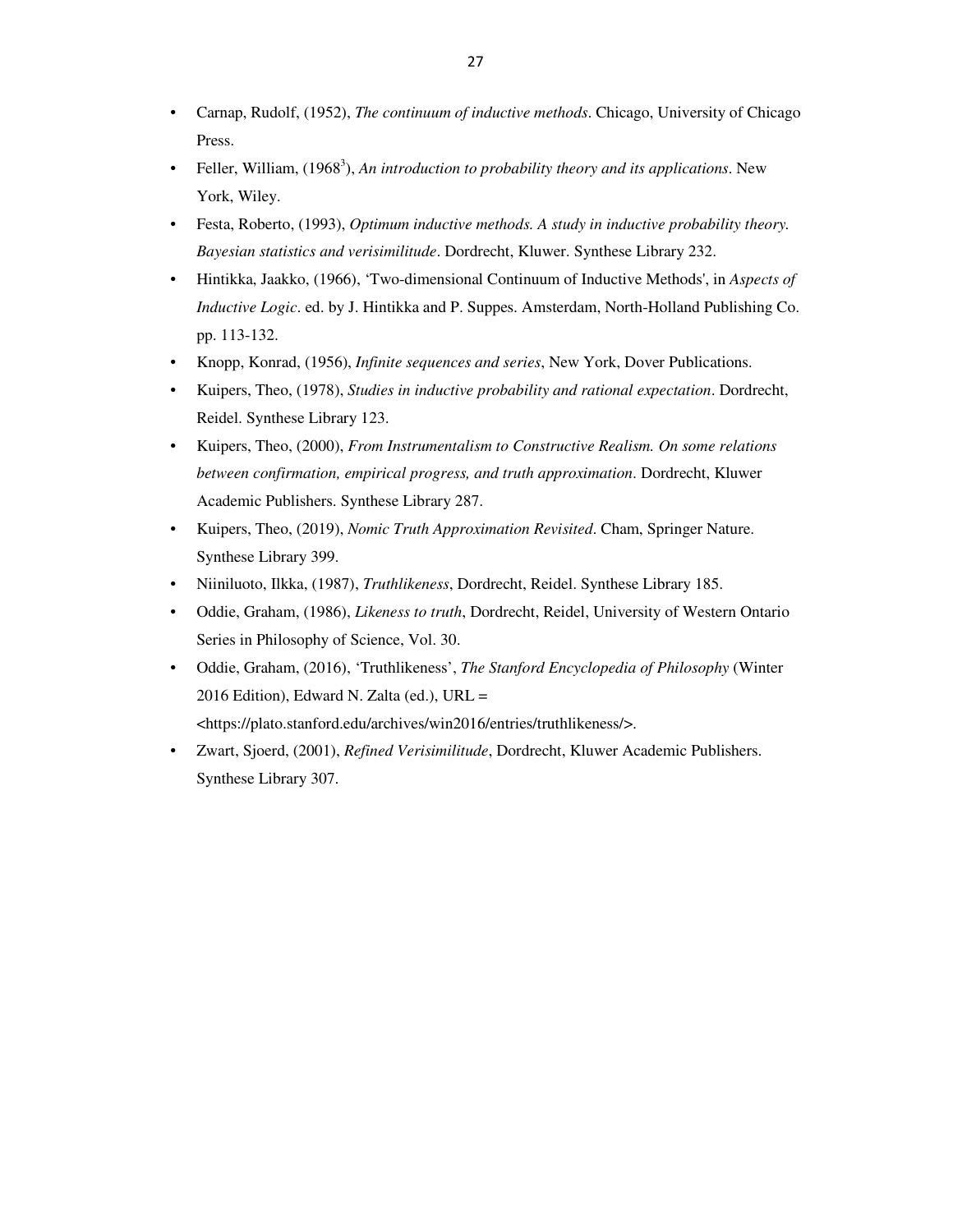- Carnap, Rudolf, (1952), *The continuum of inductive methods*. Chicago, University of Chicago Press.
- Feller, William, (1968[3]), *An introduction to probability theory and its applications*. New York, Wiley.
- Festa, Roberto, (1993), *Optimum inductive methods. A study in inductive probability theory. Bayesian statistics and verisimilitude*. Dordrecht, Kluwer. Synthese Library 232.
- Hintikka, Jaakko, (1966), 'Two-dimensional Continuum of Inductive Methods', in *Aspects of Inductive Logic*. ed. by J. Hintikka and P. Suppes. Amsterdam, North-Holland Publishing Co. pp. 113-132.
- Knopp, Konrad, (1956), *Infinite sequences and series*, New York, Dover Publications.
- Kuipers, Theo, (1978), *Studies in inductive probability and rational expectation*. Dordrecht, Reidel. Synthese Library 123.
- Kuipers, Theo, (2000), *From Instrumentalism to Constructive Realism. On some relations between confirmation, empirical progress, and truth approximation*. Dordrecht, Kluwer Academic Publishers. Synthese Library 287.
- Kuipers, Theo, (2019), *Nomic Truth Approximation Revisited*. Cham, Springer Nature. Synthese Library 399.
- Niiniluoto, Ilkka, (1987), *Truthlikeness*, Dordrecht, Reidel. Synthese Library 185.
- Oddie, Graham, (1986), *Likeness to truth*, Dordrecht, Reidel, University of Western Ontario Series in Philosophy of Science, Vol. 30.
- Oddie, Graham, (2016), 'Truthlikeness', *The Stanford Encyclopedia of Philosophy* (Winter 2016 Edition), Edward N. Zalta (ed.), URL = <https://plato.stanford.edu/archives/win2016/entries/truthlikeness/>.
- Zwart, Sjoerd, (2001), *Refined Verisimilitude*, Dordrecht, Kluwer Academic Publishers. Synthese Library 307.